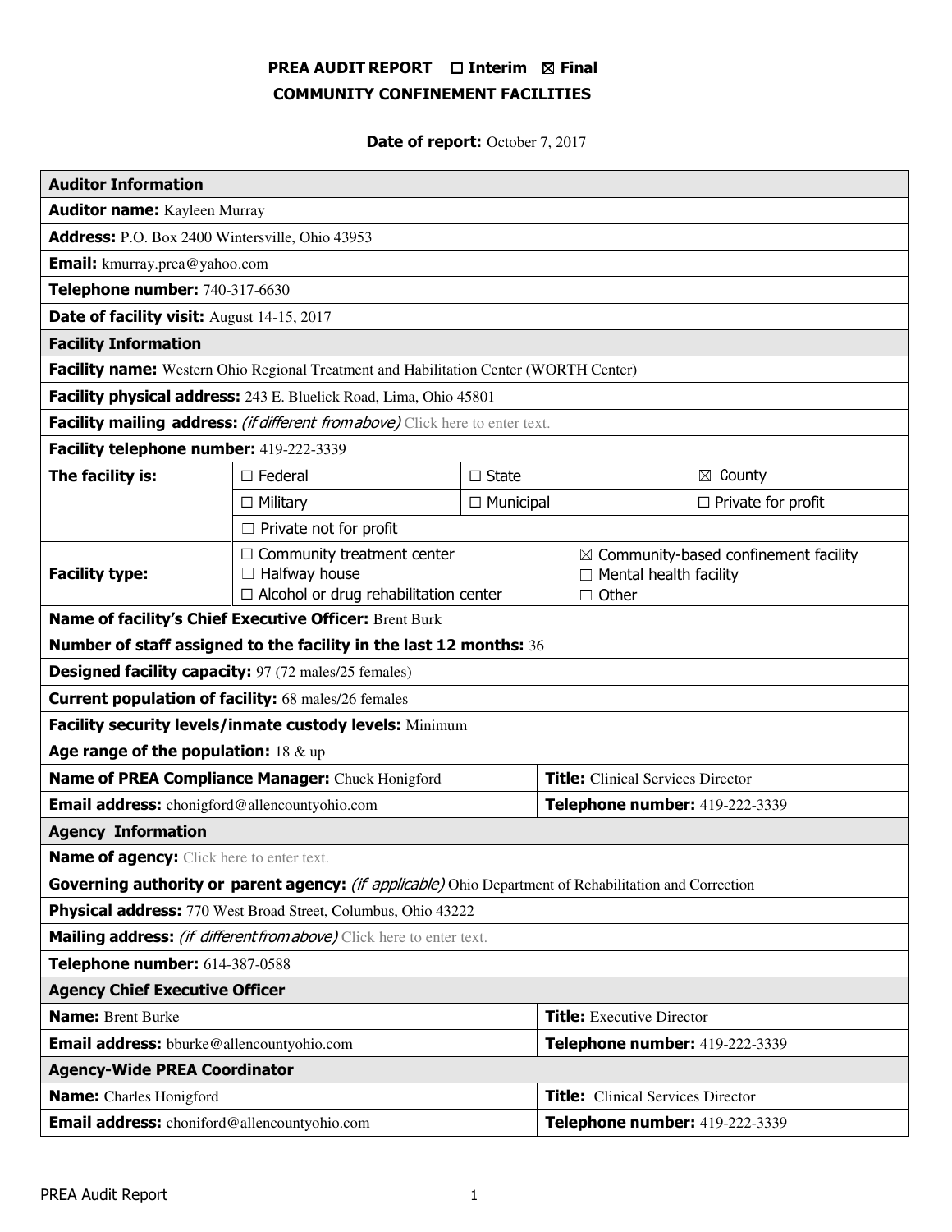# PREA AUDIT REPORT ☐ Interim ☒ Final
## COMMUNITY CONFINEMENT FACILITIES

**Date of report:** October 7, 2017

| **Auditor Information** | | | |
|---|---|---|---|
| **Auditor name:** Kayleen Murray | | | |
| **Address:** P.O. Box 2400 Wintersville, Ohio 43953 | | | |
| **Email:** kmurray.prea@yahoo.com | | | |
| **Telephone number:** 740-317-6630 | | | |
| **Date of facility visit:** August 14-15, 2017 | | | |
| **Facility Information** | | | |
| **Facility name:** Western Ohio Regional Treatment and Habilitation Center (WORTH Center) | | | |
| **Facility physical address:** 243 E. Bluelick Road, Lima, Ohio 45801 | | | |
| **Facility mailing address:** *(if different from above)* Click here to enter text. | | | |
| **Facility telephone number:** 419-222-3339 | | | |
| **The facility is:** | ☐ Federal | ☐ State | ☒ County |
| | ☐ Military | ☐ Municipal | ☐ Private for profit |
| | ☐ Private not for profit | | |
| **Facility type:** | ☐ Community treatment center<br>☐ Halfway house<br>☐ Alcohol or drug rehabilitation center | ☒ Community-based confinement facility<br>☐ Mental health facility<br>☐ Other | |
| **Name of facility's Chief Executive Officer:** Brent Burk | | | |
| **Number of staff assigned to the facility in the last 12 months:** 36 | | | |
| **Designed facility capacity:** 97 (72 males/25 females) | | | |
| **Current population of facility:** 68 males/26 females | | | |
| **Facility security levels/inmate custody levels:** Minimum | | | |
| **Age range of the population:** 18 & up | | | |
| **Name of PREA Compliance Manager:** Chuck Honigford | | **Title:** Clinical Services Director | |
| **Email address:** chonigford@allencountyohio.com | | **Telephone number:** 419-222-3339 | |
| **Agency Information** | | | |
| **Name of agency:** Click here to enter text. | | | |
| **Governing authority or parent agency:** *(if applicable)* Ohio Department of Rehabilitation and Correction | | | |
| **Physical address:** 770 West Broad Street, Columbus, Ohio 43222 | | | |
| **Mailing address:** *(if different from above)* Click here to enter text. | | | |
| **Telephone number:** 614-387-0588 | | | |
| **Agency Chief Executive Officer** | | | |
| **Name:** Brent Burke | | **Title:** Executive Director | |
| **Email address:** bburke@allencountyohio.com | | **Telephone number:** 419-222-3339 | |
| **Agency-Wide PREA Coordinator** | | | |
| **Name:** Charles Honigford | | **Title:** Clinical Services Director | |
| **Email address:** choniford@allencountyohio.com | | **Telephone number:** 419-222-3339 | |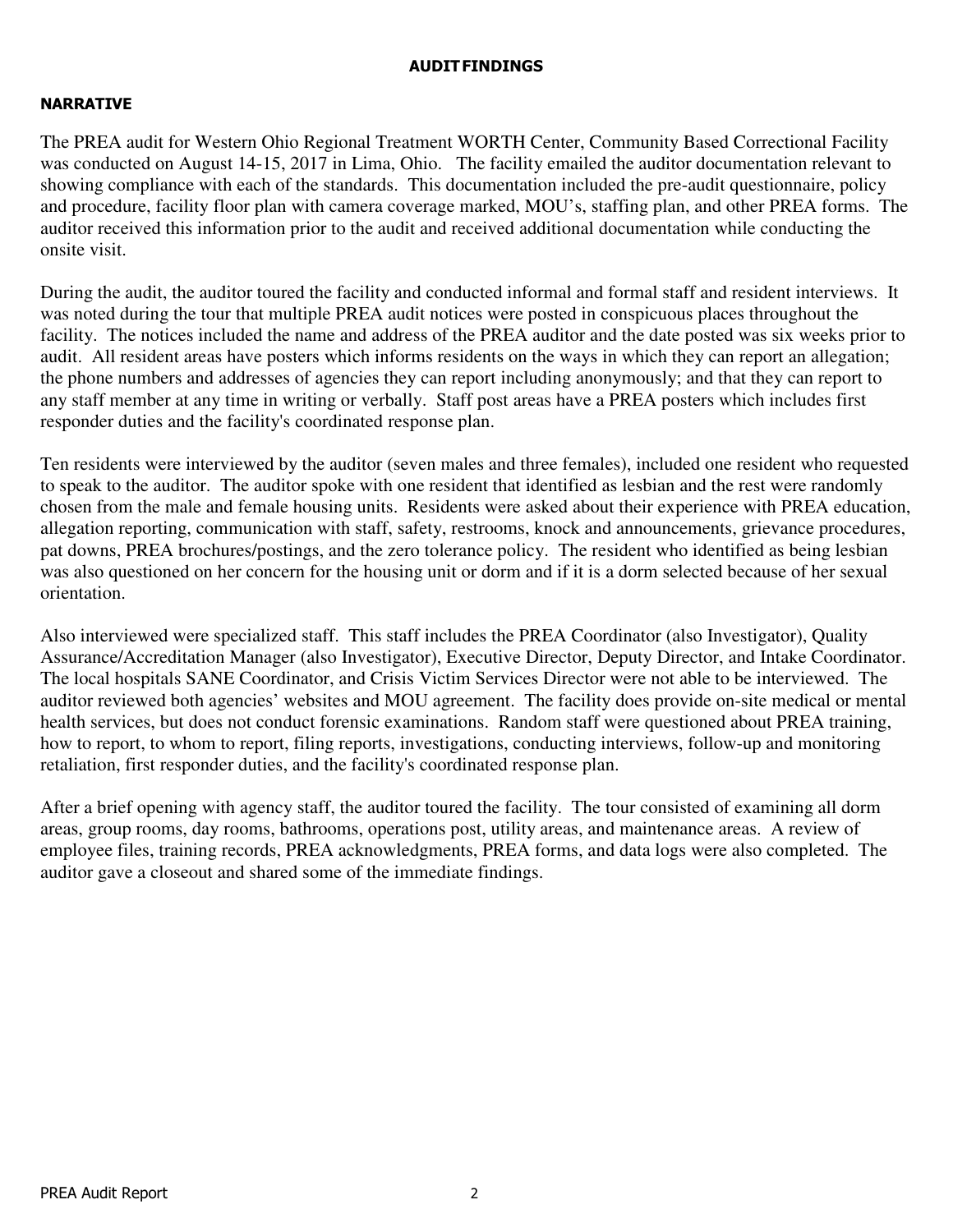# AUDIT FINDINGS

## NARRATIVE

The PREA audit for Western Ohio Regional Treatment WORTH Center, Community Based Correctional Facility was conducted on August 14-15, 2017 in Lima, Ohio. The facility emailed the auditor documentation relevant to showing compliance with each of the standards. This documentation included the pre-audit questionnaire, policy and procedure, facility floor plan with camera coverage marked, MOU's, staffing plan, and other PREA forms. The auditor received this information prior to the audit and received additional documentation while conducting the onsite visit.

During the audit, the auditor toured the facility and conducted informal and formal staff and resident interviews. It was noted during the tour that multiple PREA audit notices were posted in conspicuous places throughout the facility. The notices included the name and address of the PREA auditor and the date posted was six weeks prior to audit. All resident areas have posters which informs residents on the ways in which they can report an allegation; the phone numbers and addresses of agencies they can report including anonymously; and that they can report to any staff member at any time in writing or verbally. Staff post areas have a PREA posters which includes first responder duties and the facility's coordinated response plan.

Ten residents were interviewed by the auditor (seven males and three females), included one resident who requested to speak to the auditor. The auditor spoke with one resident that identified as lesbian and the rest were randomly chosen from the male and female housing units. Residents were asked about their experience with PREA education, allegation reporting, communication with staff, safety, restrooms, knock and announcements, grievance procedures, pat downs, PREA brochures/postings, and the zero tolerance policy. The resident who identified as being lesbian was also questioned on her concern for the housing unit or dorm and if it is a dorm selected because of her sexual orientation.

Also interviewed were specialized staff. This staff includes the PREA Coordinator (also Investigator), Quality Assurance/Accreditation Manager (also Investigator), Executive Director, Deputy Director, and Intake Coordinator. The local hospitals SANE Coordinator, and Crisis Victim Services Director were not able to be interviewed. The auditor reviewed both agencies' websites and MOU agreement. The facility does provide on-site medical or mental health services, but does not conduct forensic examinations. Random staff were questioned about PREA training, how to report, to whom to report, filing reports, investigations, conducting interviews, follow-up and monitoring retaliation, first responder duties, and the facility's coordinated response plan.

After a brief opening with agency staff, the auditor toured the facility. The tour consisted of examining all dorm areas, group rooms, day rooms, bathrooms, operations post, utility areas, and maintenance areas. A review of employee files, training records, PREA acknowledgments, PREA forms, and data logs were also completed. The auditor gave a closeout and shared some of the immediate findings.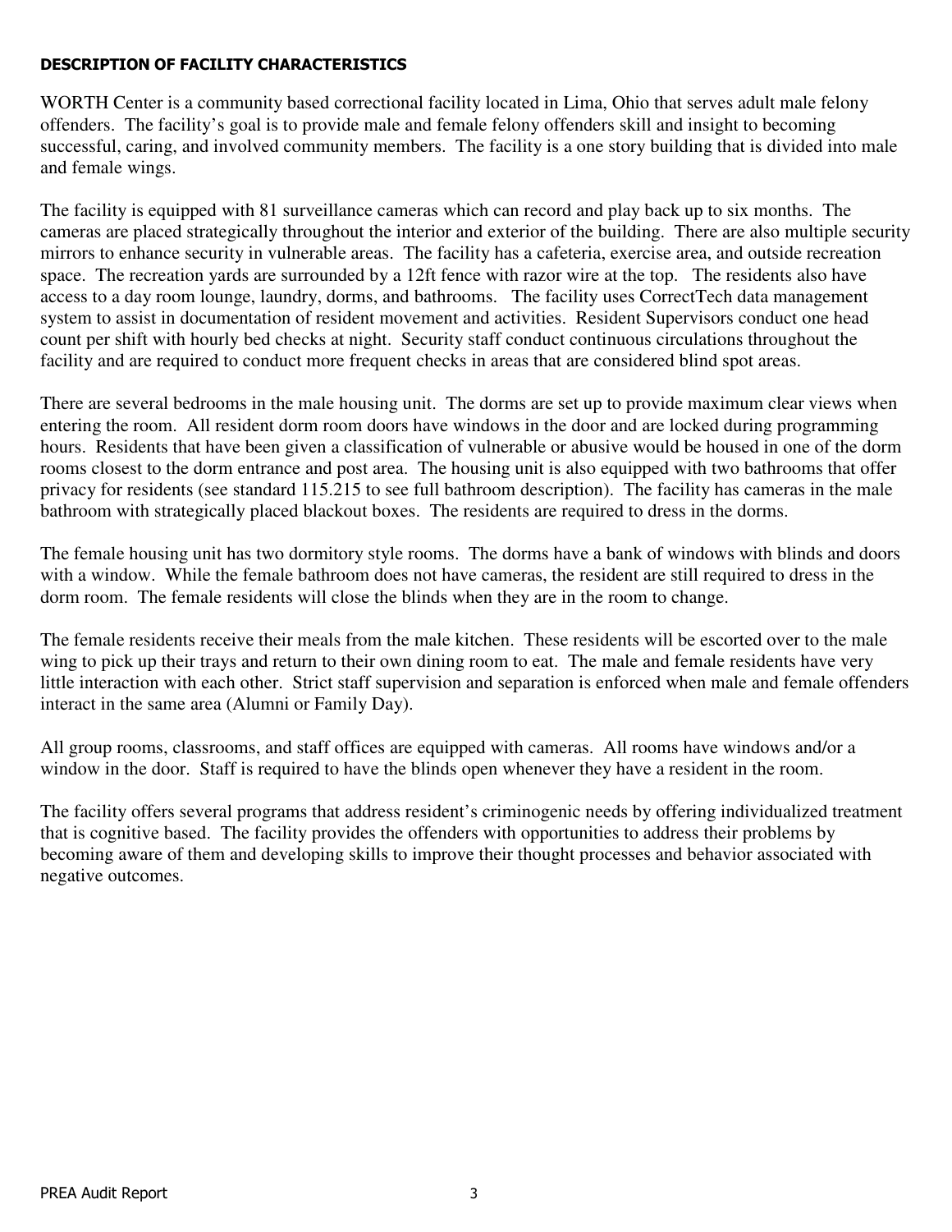## DESCRIPTION OF FACILITY CHARACTERISTICS

WORTH Center is a community based correctional facility located in Lima, Ohio that serves adult male felony offenders. The facility's goal is to provide male and female felony offenders skill and insight to becoming successful, caring, and involved community members. The facility is a one story building that is divided into male and female wings.

The facility is equipped with 81 surveillance cameras which can record and play back up to six months. The cameras are placed strategically throughout the interior and exterior of the building. There are also multiple security mirrors to enhance security in vulnerable areas. The facility has a cafeteria, exercise area, and outside recreation space. The recreation yards are surrounded by a 12ft fence with razor wire at the top. The residents also have access to a day room lounge, laundry, dorms, and bathrooms. The facility uses CorrectTech data management system to assist in documentation of resident movement and activities. Resident Supervisors conduct one head count per shift with hourly bed checks at night. Security staff conduct continuous circulations throughout the facility and are required to conduct more frequent checks in areas that are considered blind spot areas.

There are several bedrooms in the male housing unit. The dorms are set up to provide maximum clear views when entering the room. All resident dorm room doors have windows in the door and are locked during programming hours. Residents that have been given a classification of vulnerable or abusive would be housed in one of the dorm rooms closest to the dorm entrance and post area. The housing unit is also equipped with two bathrooms that offer privacy for residents (see standard 115.215 to see full bathroom description). The facility has cameras in the male bathroom with strategically placed blackout boxes. The residents are required to dress in the dorms.

The female housing unit has two dormitory style rooms. The dorms have a bank of windows with blinds and doors with a window. While the female bathroom does not have cameras, the resident are still required to dress in the dorm room. The female residents will close the blinds when they are in the room to change.

The female residents receive their meals from the male kitchen. These residents will be escorted over to the male wing to pick up their trays and return to their own dining room to eat. The male and female residents have very little interaction with each other. Strict staff supervision and separation is enforced when male and female offenders interact in the same area (Alumni or Family Day).

All group rooms, classrooms, and staff offices are equipped with cameras. All rooms have windows and/or a window in the door. Staff is required to have the blinds open whenever they have a resident in the room.

The facility offers several programs that address resident's criminogenic needs by offering individualized treatment that is cognitive based. The facility provides the offenders with opportunities to address their problems by becoming aware of them and developing skills to improve their thought processes and behavior associated with negative outcomes.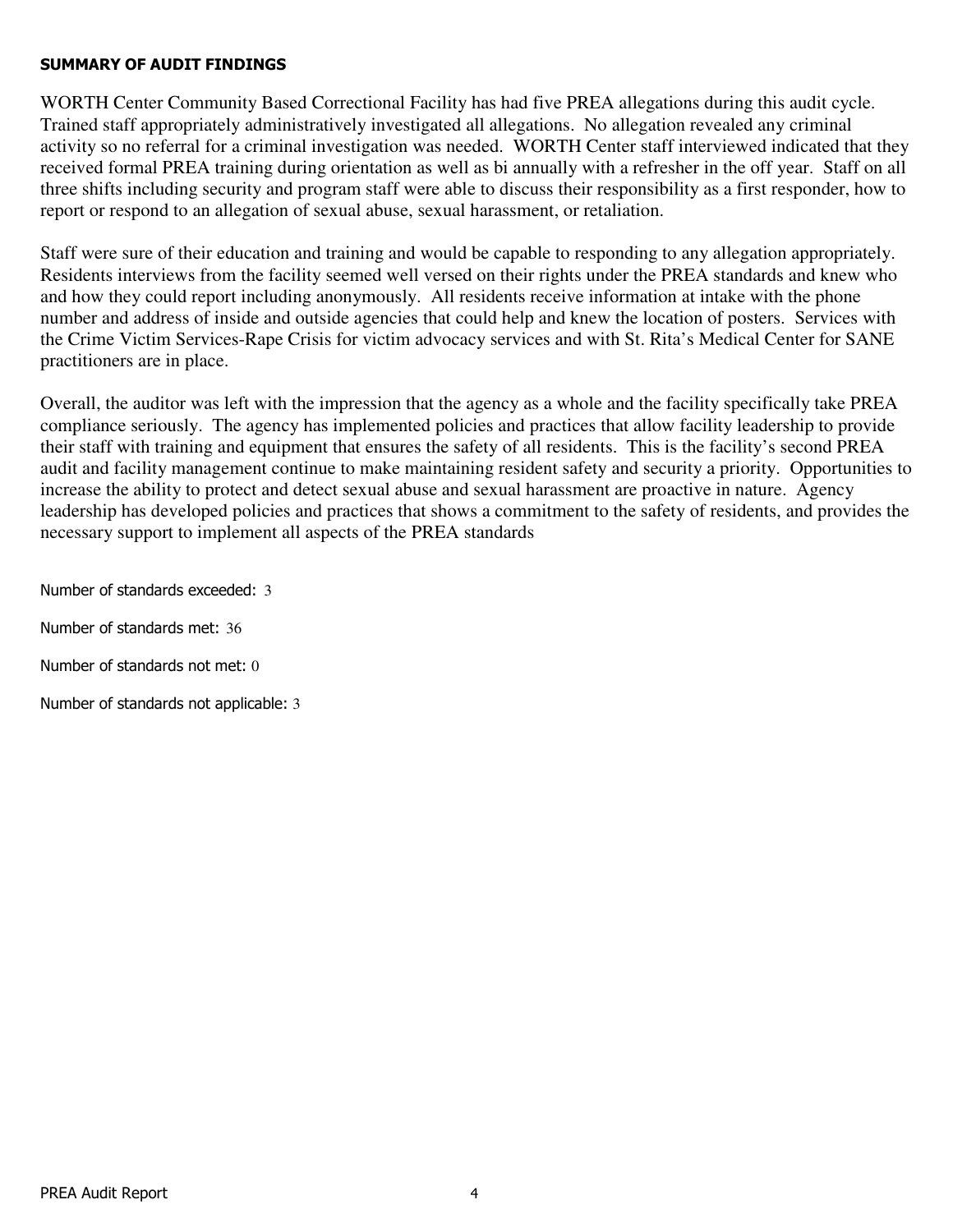## SUMMARY OF AUDIT FINDINGS

WORTH Center Community Based Correctional Facility has had five PREA allegations during this audit cycle. Trained staff appropriately administratively investigated all allegations. No allegation revealed any criminal activity so no referral for a criminal investigation was needed. WORTH Center staff interviewed indicated that they received formal PREA training during orientation as well as bi annually with a refresher in the off year. Staff on all three shifts including security and program staff were able to discuss their responsibility as a first responder, how to report or respond to an allegation of sexual abuse, sexual harassment, or retaliation.

Staff were sure of their education and training and would be capable to responding to any allegation appropriately. Residents interviews from the facility seemed well versed on their rights under the PREA standards and knew who and how they could report including anonymously. All residents receive information at intake with the phone number and address of inside and outside agencies that could help and knew the location of posters. Services with the Crime Victim Services-Rape Crisis for victim advocacy services and with St. Rita's Medical Center for SANE practitioners are in place.

Overall, the auditor was left with the impression that the agency as a whole and the facility specifically take PREA compliance seriously. The agency has implemented policies and practices that allow facility leadership to provide their staff with training and equipment that ensures the safety of all residents. This is the facility's second PREA audit and facility management continue to make maintaining resident safety and security a priority. Opportunities to increase the ability to protect and detect sexual abuse and sexual harassment are proactive in nature. Agency leadership has developed policies and practices that shows a commitment to the safety of residents, and provides the necessary support to implement all aspects of the PREA standards

Number of standards exceeded: 3

Number of standards met: 36

Number of standards not met: 0

Number of standards not applicable: 3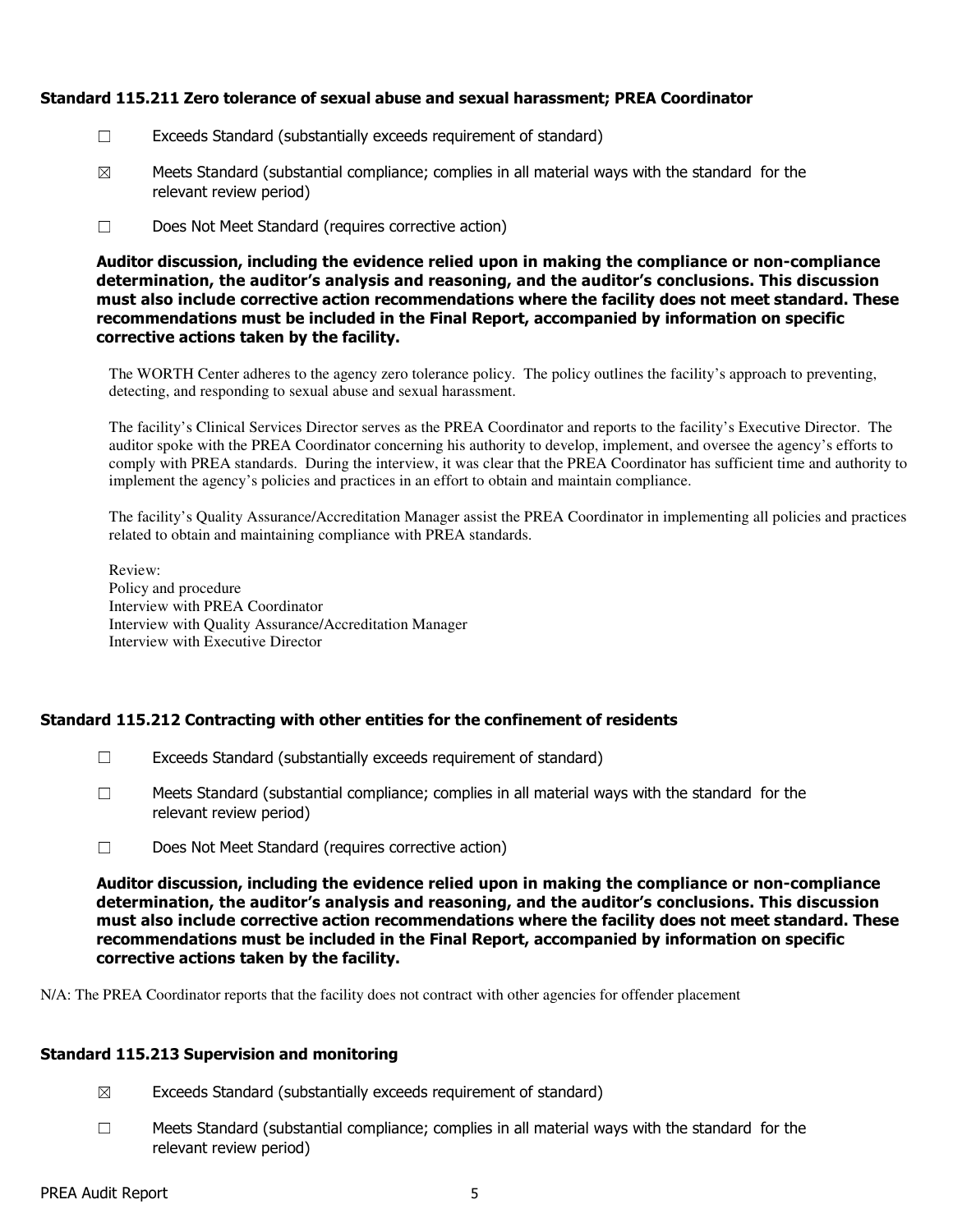### Standard 115.211 Zero tolerance of sexual abuse and sexual harassment; PREA Coordinator

☐ Exceeds Standard (substantially exceeds requirement of standard)

☒ Meets Standard (substantial compliance; complies in all material ways with the standard for the relevant review period)

☐ Does Not Meet Standard (requires corrective action)

**Auditor discussion, including the evidence relied upon in making the compliance or non-compliance determination, the auditor's analysis and reasoning, and the auditor's conclusions. This discussion must also include corrective action recommendations where the facility does not meet standard. These recommendations must be included in the Final Report, accompanied by information on specific corrective actions taken by the facility.**

The WORTH Center adheres to the agency zero tolerance policy. The policy outlines the facility's approach to preventing, detecting, and responding to sexual abuse and sexual harassment.

The facility's Clinical Services Director serves as the PREA Coordinator and reports to the facility's Executive Director. The auditor spoke with the PREA Coordinator concerning his authority to develop, implement, and oversee the agency's efforts to comply with PREA standards. During the interview, it was clear that the PREA Coordinator has sufficient time and authority to implement the agency's policies and practices in an effort to obtain and maintain compliance.

The facility's Quality Assurance/Accreditation Manager assist the PREA Coordinator in implementing all policies and practices related to obtain and maintaining compliance with PREA standards.

Review:
Policy and procedure
Interview with PREA Coordinator
Interview with Quality Assurance/Accreditation Manager
Interview with Executive Director

### Standard 115.212 Contracting with other entities for the confinement of residents

☐ Exceeds Standard (substantially exceeds requirement of standard)

☐ Meets Standard (substantial compliance; complies in all material ways with the standard for the relevant review period)

☐ Does Not Meet Standard (requires corrective action)

**Auditor discussion, including the evidence relied upon in making the compliance or non-compliance determination, the auditor's analysis and reasoning, and the auditor's conclusions. This discussion must also include corrective action recommendations where the facility does not meet standard. These recommendations must be included in the Final Report, accompanied by information on specific corrective actions taken by the facility.**

N/A: The PREA Coordinator reports that the facility does not contract with other agencies for offender placement

### Standard 115.213 Supervision and monitoring

☒ Exceeds Standard (substantially exceeds requirement of standard)

☐ Meets Standard (substantial compliance; complies in all material ways with the standard for the relevant review period)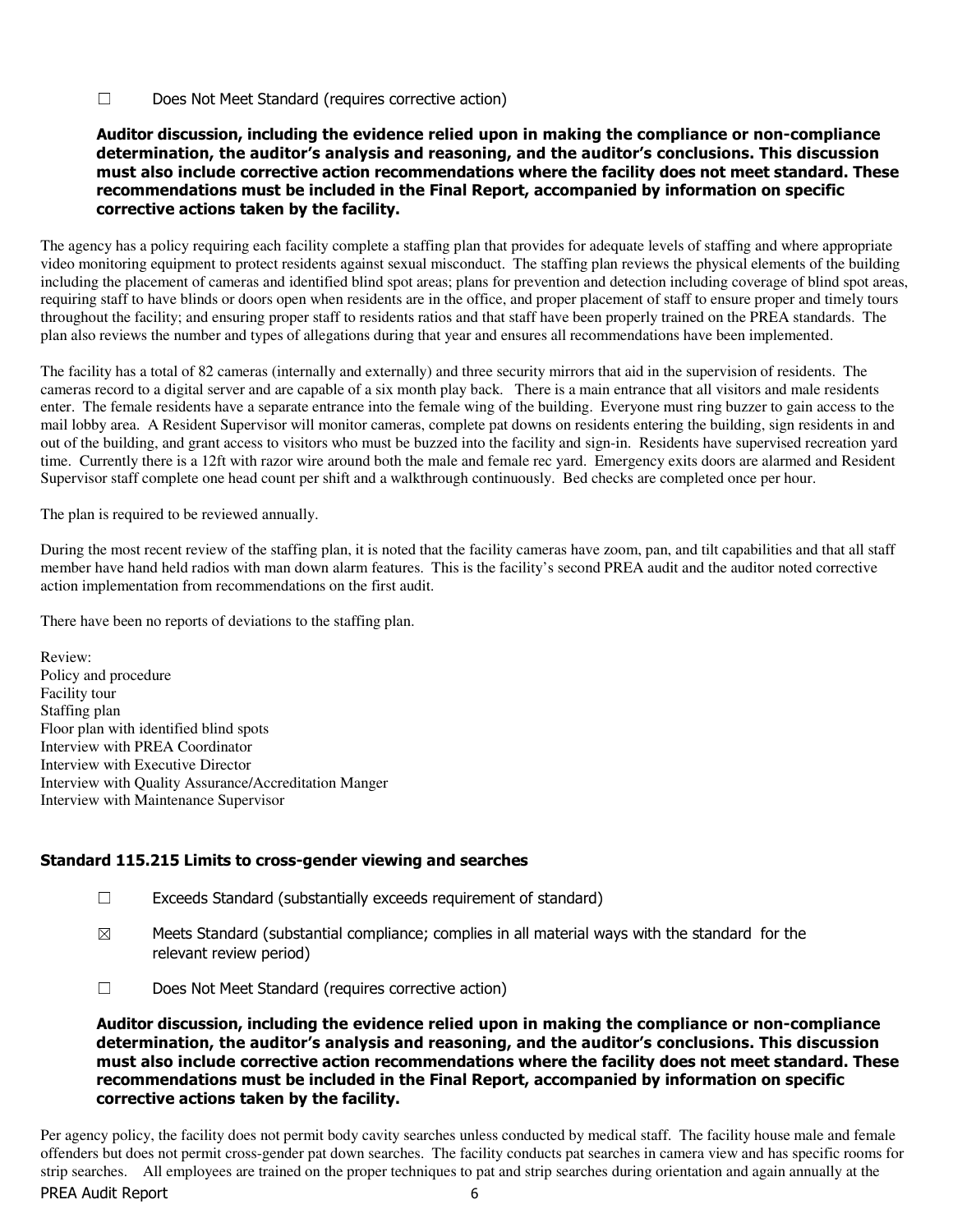☐ Does Not Meet Standard (requires corrective action)

**Auditor discussion, including the evidence relied upon in making the compliance or non-compliance determination, the auditor's analysis and reasoning, and the auditor's conclusions. This discussion must also include corrective action recommendations where the facility does not meet standard. These recommendations must be included in the Final Report, accompanied by information on specific corrective actions taken by the facility.**

The agency has a policy requiring each facility complete a staffing plan that provides for adequate levels of staffing and where appropriate video monitoring equipment to protect residents against sexual misconduct. The staffing plan reviews the physical elements of the building including the placement of cameras and identified blind spot areas; plans for prevention and detection including coverage of blind spot areas, requiring staff to have blinds or doors open when residents are in the office, and proper placement of staff to ensure proper and timely tours throughout the facility; and ensuring proper staff to residents ratios and that staff have been properly trained on the PREA standards. The plan also reviews the number and types of allegations during that year and ensures all recommendations have been implemented.

The facility has a total of 82 cameras (internally and externally) and three security mirrors that aid in the supervision of residents. The cameras record to a digital server and are capable of a six month play back. There is a main entrance that all visitors and male residents enter. The female residents have a separate entrance into the female wing of the building. Everyone must ring buzzer to gain access to the mail lobby area. A Resident Supervisor will monitor cameras, complete pat downs on residents entering the building, sign residents in and out of the building, and grant access to visitors who must be buzzed into the facility and sign-in. Residents have supervised recreation yard time. Currently there is a 12ft with razor wire around both the male and female rec yard. Emergency exits doors are alarmed and Resident Supervisor staff complete one head count per shift and a walkthrough continuously. Bed checks are completed once per hour.

The plan is required to be reviewed annually.

During the most recent review of the staffing plan, it is noted that the facility cameras have zoom, pan, and tilt capabilities and that all staff member have hand held radios with man down alarm features. This is the facility's second PREA audit and the auditor noted corrective action implementation from recommendations on the first audit.

There have been no reports of deviations to the staffing plan.

Review:
Policy and procedure
Facility tour
Staffing plan
Floor plan with identified blind spots
Interview with PREA Coordinator
Interview with Executive Director
Interview with Quality Assurance/Accreditation Manger
Interview with Maintenance Supervisor

### Standard 115.215 Limits to cross-gender viewing and searches

☐ Exceeds Standard (substantially exceeds requirement of standard)

☒ Meets Standard (substantial compliance; complies in all material ways with the standard for the relevant review period)

☐ Does Not Meet Standard (requires corrective action)

**Auditor discussion, including the evidence relied upon in making the compliance or non-compliance determination, the auditor's analysis and reasoning, and the auditor's conclusions. This discussion must also include corrective action recommendations where the facility does not meet standard. These recommendations must be included in the Final Report, accompanied by information on specific corrective actions taken by the facility.**

Per agency policy, the facility does not permit body cavity searches unless conducted by medical staff. The facility house male and female offenders but does not permit cross-gender pat down searches. The facility conducts pat searches in camera view and has specific rooms for strip searches. All employees are trained on the proper techniques to pat and strip searches during orientation and again annually at the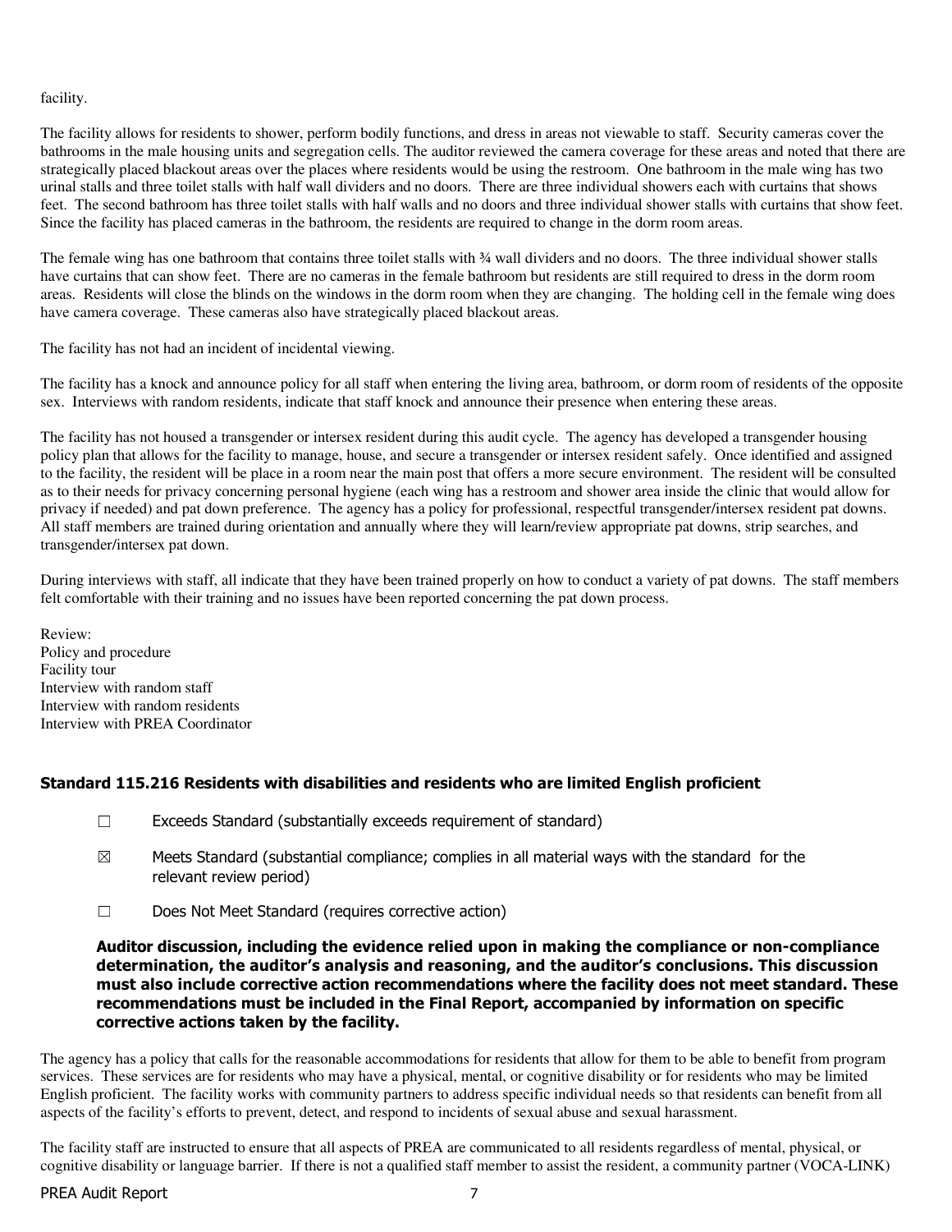facility.

The facility allows for residents to shower, perform bodily functions, and dress in areas not viewable to staff. Security cameras cover the bathrooms in the male housing units and segregation cells. The auditor reviewed the camera coverage for these areas and noted that there are strategically placed blackout areas over the places where residents would be using the restroom. One bathroom in the male wing has two urinal stalls and three toilet stalls with half wall dividers and no doors. There are three individual showers each with curtains that shows feet. The second bathroom has three toilet stalls with half walls and no doors and three individual shower stalls with curtains that show feet. Since the facility has placed cameras in the bathroom, the residents are required to change in the dorm room areas.

The female wing has one bathroom that contains three toilet stalls with ¾ wall dividers and no doors. The three individual shower stalls have curtains that can show feet. There are no cameras in the female bathroom but residents are still required to dress in the dorm room areas. Residents will close the blinds on the windows in the dorm room when they are changing. The holding cell in the female wing does have camera coverage. These cameras also have strategically placed blackout areas.

The facility has not had an incident of incidental viewing.

The facility has a knock and announce policy for all staff when entering the living area, bathroom, or dorm room of residents of the opposite sex. Interviews with random residents, indicate that staff knock and announce their presence when entering these areas.

The facility has not housed a transgender or intersex resident during this audit cycle. The agency has developed a transgender housing policy plan that allows for the facility to manage, house, and secure a transgender or intersex resident safely. Once identified and assigned to the facility, the resident will be place in a room near the main post that offers a more secure environment. The resident will be consulted as to their needs for privacy concerning personal hygiene (each wing has a restroom and shower area inside the clinic that would allow for privacy if needed) and pat down preference. The agency has a policy for professional, respectful transgender/intersex resident pat downs. All staff members are trained during orientation and annually where they will learn/review appropriate pat downs, strip searches, and transgender/intersex pat down.

During interviews with staff, all indicate that they have been trained properly on how to conduct a variety of pat downs. The staff members felt comfortable with their training and no issues have been reported concerning the pat down process.

Review:
Policy and procedure
Facility tour
Interview with random staff
Interview with random residents
Interview with PREA Coordinator

### Standard 115.216 Residents with disabilities and residents who are limited English proficient

☐ Exceeds Standard (substantially exceeds requirement of standard)

☒ Meets Standard (substantial compliance; complies in all material ways with the standard for the relevant review period)

☐ Does Not Meet Standard (requires corrective action)

**Auditor discussion, including the evidence relied upon in making the compliance or non-compliance determination, the auditor's analysis and reasoning, and the auditor's conclusions. This discussion must also include corrective action recommendations where the facility does not meet standard. These recommendations must be included in the Final Report, accompanied by information on specific corrective actions taken by the facility.**

The agency has a policy that calls for the reasonable accommodations for residents that allow for them to be able to benefit from program services. These services are for residents who may have a physical, mental, or cognitive disability or for residents who may be limited English proficient. The facility works with community partners to address specific individual needs so that residents can benefit from all aspects of the facility's efforts to prevent, detect, and respond to incidents of sexual abuse and sexual harassment.

The facility staff are instructed to ensure that all aspects of PREA are communicated to all residents regardless of mental, physical, or cognitive disability or language barrier. If there is not a qualified staff member to assist the resident, a community partner (VOCA-LINK)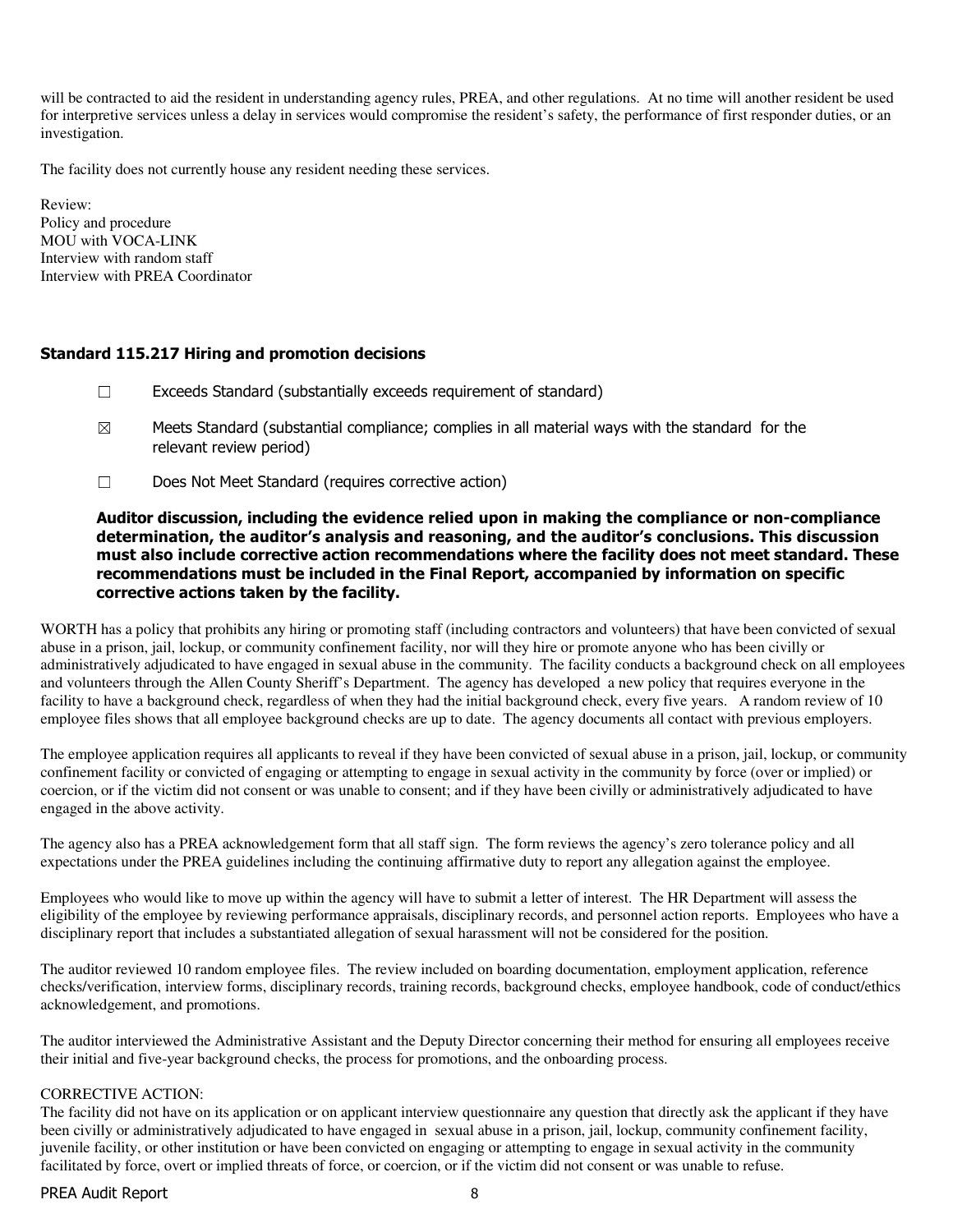will be contracted to aid the resident in understanding agency rules, PREA, and other regulations. At no time will another resident be used for interpretive services unless a delay in services would compromise the resident's safety, the performance of first responder duties, or an investigation.

The facility does not currently house any resident needing these services.

Review:
Policy and procedure
MOU with VOCA-LINK
Interview with random staff
Interview with PREA Coordinator

### Standard 115.217 Hiring and promotion decisions

☐ Exceeds Standard (substantially exceeds requirement of standard)

☒ Meets Standard (substantial compliance; complies in all material ways with the standard for the relevant review period)

☐ Does Not Meet Standard (requires corrective action)

**Auditor discussion, including the evidence relied upon in making the compliance or non-compliance determination, the auditor's analysis and reasoning, and the auditor's conclusions. This discussion must also include corrective action recommendations where the facility does not meet standard. These recommendations must be included in the Final Report, accompanied by information on specific corrective actions taken by the facility.**

WORTH has a policy that prohibits any hiring or promoting staff (including contractors and volunteers) that have been convicted of sexual abuse in a prison, jail, lockup, or community confinement facility, nor will they hire or promote anyone who has been civilly or administratively adjudicated to have engaged in sexual abuse in the community. The facility conducts a background check on all employees and volunteers through the Allen County Sheriff's Department. The agency has developed a new policy that requires everyone in the facility to have a background check, regardless of when they had the initial background check, every five years. A random review of 10 employee files shows that all employee background checks are up to date. The agency documents all contact with previous employers.

The employee application requires all applicants to reveal if they have been convicted of sexual abuse in a prison, jail, lockup, or community confinement facility or convicted of engaging or attempting to engage in sexual activity in the community by force (over or implied) or coercion, or if the victim did not consent or was unable to consent; and if they have been civilly or administratively adjudicated to have engaged in the above activity.

The agency also has a PREA acknowledgement form that all staff sign. The form reviews the agency's zero tolerance policy and all expectations under the PREA guidelines including the continuing affirmative duty to report any allegation against the employee.

Employees who would like to move up within the agency will have to submit a letter of interest. The HR Department will assess the eligibility of the employee by reviewing performance appraisals, disciplinary records, and personnel action reports. Employees who have a disciplinary report that includes a substantiated allegation of sexual harassment will not be considered for the position.

The auditor reviewed 10 random employee files. The review included on boarding documentation, employment application, reference checks/verification, interview forms, disciplinary records, training records, background checks, employee handbook, code of conduct/ethics acknowledgement, and promotions.

The auditor interviewed the Administrative Assistant and the Deputy Director concerning their method for ensuring all employees receive their initial and five-year background checks, the process for promotions, and the onboarding process.

CORRECTIVE ACTION:
The facility did not have on its application or on applicant interview questionnaire any question that directly ask the applicant if they have been civilly or administratively adjudicated to have engaged in sexual abuse in a prison, jail, lockup, community confinement facility, juvenile facility, or other institution or have been convicted on engaging or attempting to engage in sexual activity in the community facilitated by force, overt or implied threats of force, or coercion, or if the victim did not consent or was unable to refuse.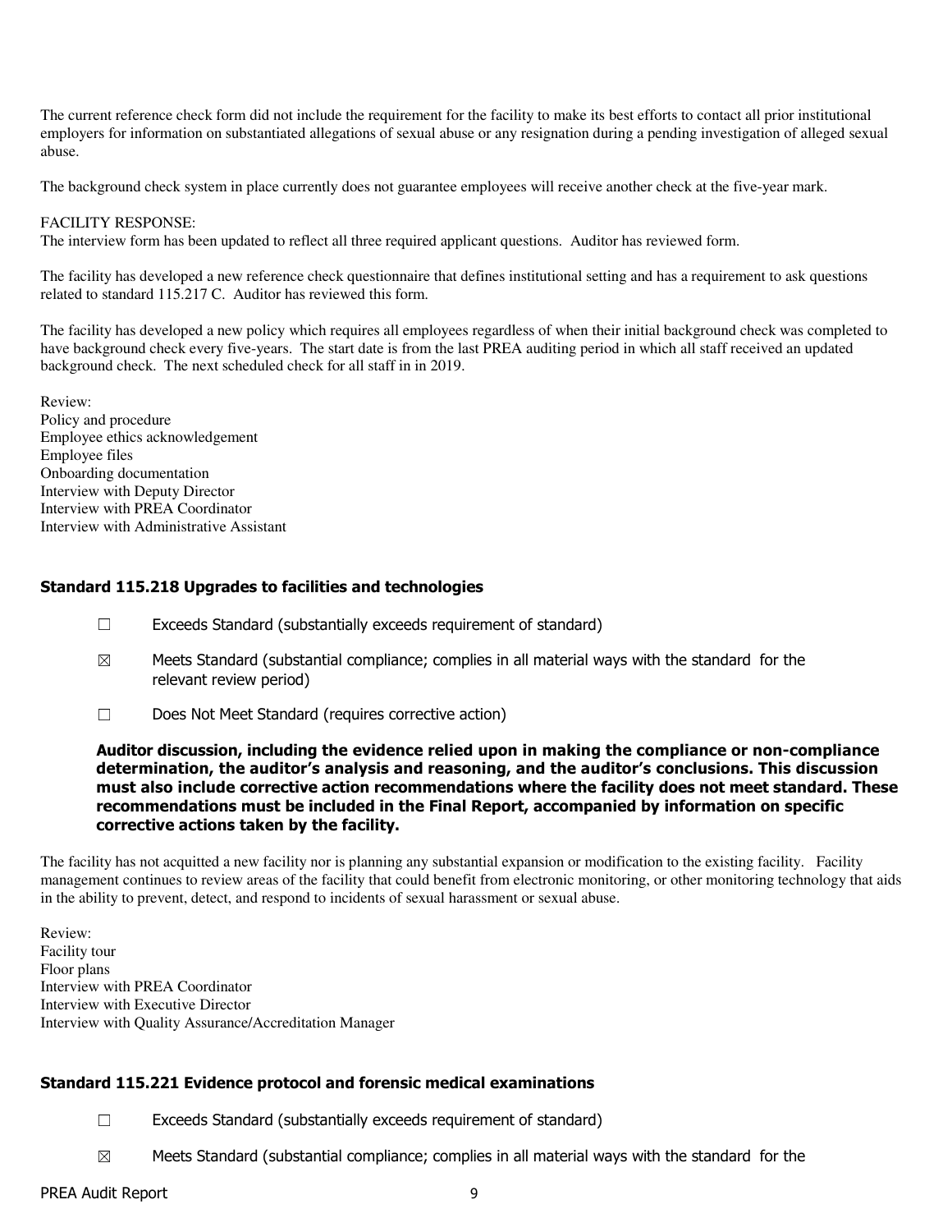The current reference check form did not include the requirement for the facility to make its best efforts to contact all prior institutional employers for information on substantiated allegations of sexual abuse or any resignation during a pending investigation of alleged sexual abuse.

The background check system in place currently does not guarantee employees will receive another check at the five-year mark.

FACILITY RESPONSE:
The interview form has been updated to reflect all three required applicant questions. Auditor has reviewed form.

The facility has developed a new reference check questionnaire that defines institutional setting and has a requirement to ask questions related to standard 115.217 C. Auditor has reviewed this form.

The facility has developed a new policy which requires all employees regardless of when their initial background check was completed to have background check every five-years. The start date is from the last PREA auditing period in which all staff received an updated background check. The next scheduled check for all staff in in 2019.

Review:
Policy and procedure
Employee ethics acknowledgement
Employee files
Onboarding documentation
Interview with Deputy Director
Interview with PREA Coordinator
Interview with Administrative Assistant

### Standard 115.218 Upgrades to facilities and technologies

- ☐ Exceeds Standard (substantially exceeds requirement of standard)
- ☒ Meets Standard (substantial compliance; complies in all material ways with the standard for the relevant review period)
- ☐ Does Not Meet Standard (requires corrective action)

**Auditor discussion, including the evidence relied upon in making the compliance or non-compliance determination, the auditor's analysis and reasoning, and the auditor's conclusions. This discussion must also include corrective action recommendations where the facility does not meet standard. These recommendations must be included in the Final Report, accompanied by information on specific corrective actions taken by the facility.**

The facility has not acquitted a new facility nor is planning any substantial expansion or modification to the existing facility. Facility management continues to review areas of the facility that could benefit from electronic monitoring, or other monitoring technology that aids in the ability to prevent, detect, and respond to incidents of sexual harassment or sexual abuse.

Review:
Facility tour
Floor plans
Interview with PREA Coordinator
Interview with Executive Director
Interview with Quality Assurance/Accreditation Manager

### Standard 115.221 Evidence protocol and forensic medical examinations

- ☐ Exceeds Standard (substantially exceeds requirement of standard)
- ☒ Meets Standard (substantial compliance; complies in all material ways with the standard for the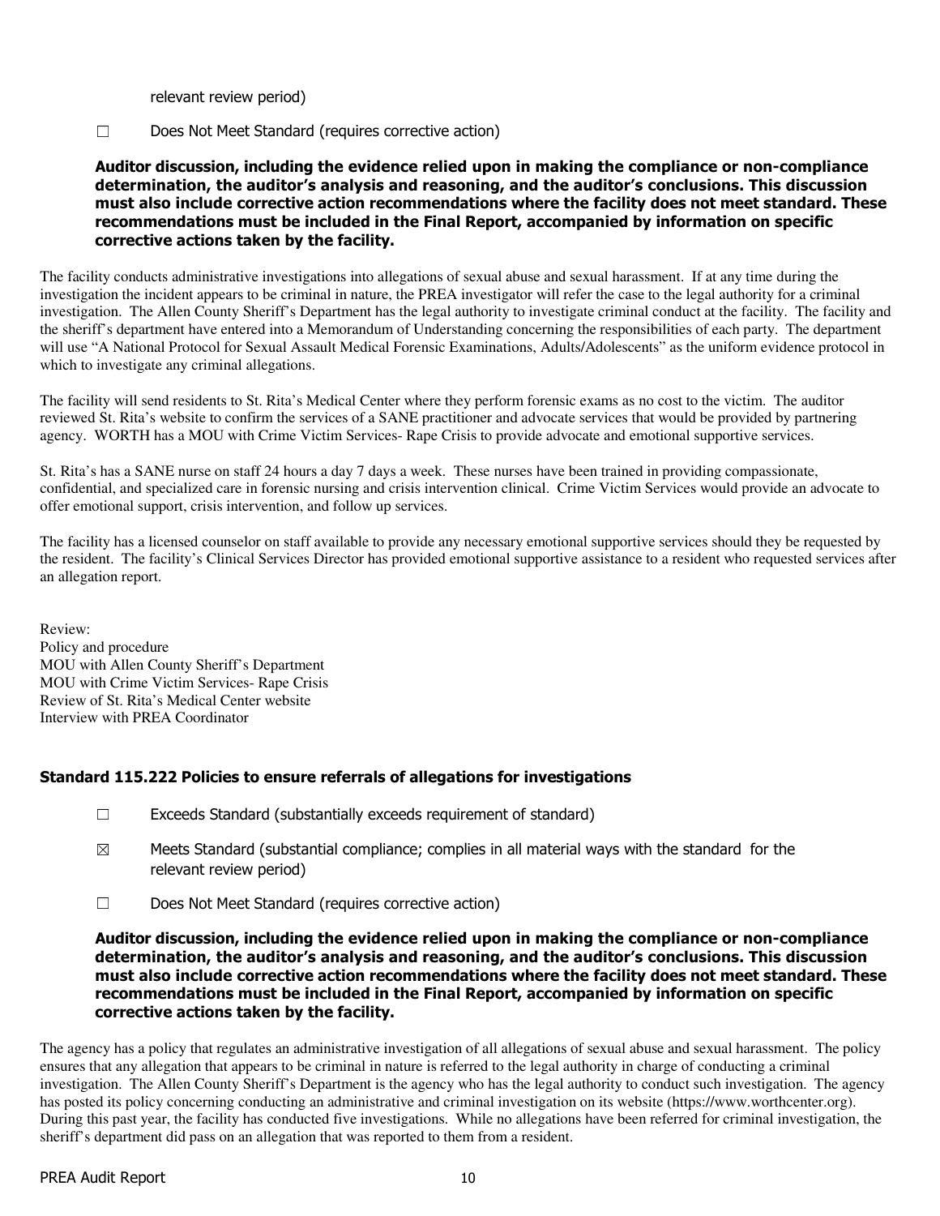relevant review period)

☐ Does Not Meet Standard (requires corrective action)

**Auditor discussion, including the evidence relied upon in making the compliance or non-compliance determination, the auditor's analysis and reasoning, and the auditor's conclusions. This discussion must also include corrective action recommendations where the facility does not meet standard. These recommendations must be included in the Final Report, accompanied by information on specific corrective actions taken by the facility.**

The facility conducts administrative investigations into allegations of sexual abuse and sexual harassment. If at any time during the investigation the incident appears to be criminal in nature, the PREA investigator will refer the case to the legal authority for a criminal investigation. The Allen County Sheriff's Department has the legal authority to investigate criminal conduct at the facility. The facility and the sheriff's department have entered into a Memorandum of Understanding concerning the responsibilities of each party. The department will use "A National Protocol for Sexual Assault Medical Forensic Examinations, Adults/Adolescents" as the uniform evidence protocol in which to investigate any criminal allegations.

The facility will send residents to St. Rita's Medical Center where they perform forensic exams as no cost to the victim. The auditor reviewed St. Rita's website to confirm the services of a SANE practitioner and advocate services that would be provided by partnering agency. WORTH has a MOU with Crime Victim Services- Rape Crisis to provide advocate and emotional supportive services.

St. Rita's has a SANE nurse on staff 24 hours a day 7 days a week. These nurses have been trained in providing compassionate, confidential, and specialized care in forensic nursing and crisis intervention clinical. Crime Victim Services would provide an advocate to offer emotional support, crisis intervention, and follow up services.

The facility has a licensed counselor on staff available to provide any necessary emotional supportive services should they be requested by the resident. The facility's Clinical Services Director has provided emotional supportive assistance to a resident who requested services after an allegation report.

Review:
Policy and procedure
MOU with Allen County Sheriff's Department
MOU with Crime Victim Services- Rape Crisis
Review of St. Rita's Medical Center website
Interview with PREA Coordinator

### Standard 115.222 Policies to ensure referrals of allegations for investigations

☐ Exceeds Standard (substantially exceeds requirement of standard)

☒ Meets Standard (substantial compliance; complies in all material ways with the standard for the relevant review period)

☐ Does Not Meet Standard (requires corrective action)

**Auditor discussion, including the evidence relied upon in making the compliance or non-compliance determination, the auditor's analysis and reasoning, and the auditor's conclusions. This discussion must also include corrective action recommendations where the facility does not meet standard. These recommendations must be included in the Final Report, accompanied by information on specific corrective actions taken by the facility.**

The agency has a policy that regulates an administrative investigation of all allegations of sexual abuse and sexual harassment. The policy ensures that any allegation that appears to be criminal in nature is referred to the legal authority in charge of conducting a criminal investigation. The Allen County Sheriff's Department is the agency who has the legal authority to conduct such investigation. The agency has posted its policy concerning conducting an administrative and criminal investigation on its website (https://www.worthcenter.org). During this past year, the facility has conducted five investigations. While no allegations have been referred for criminal investigation, the sheriff's department did pass on an allegation that was reported to them from a resident.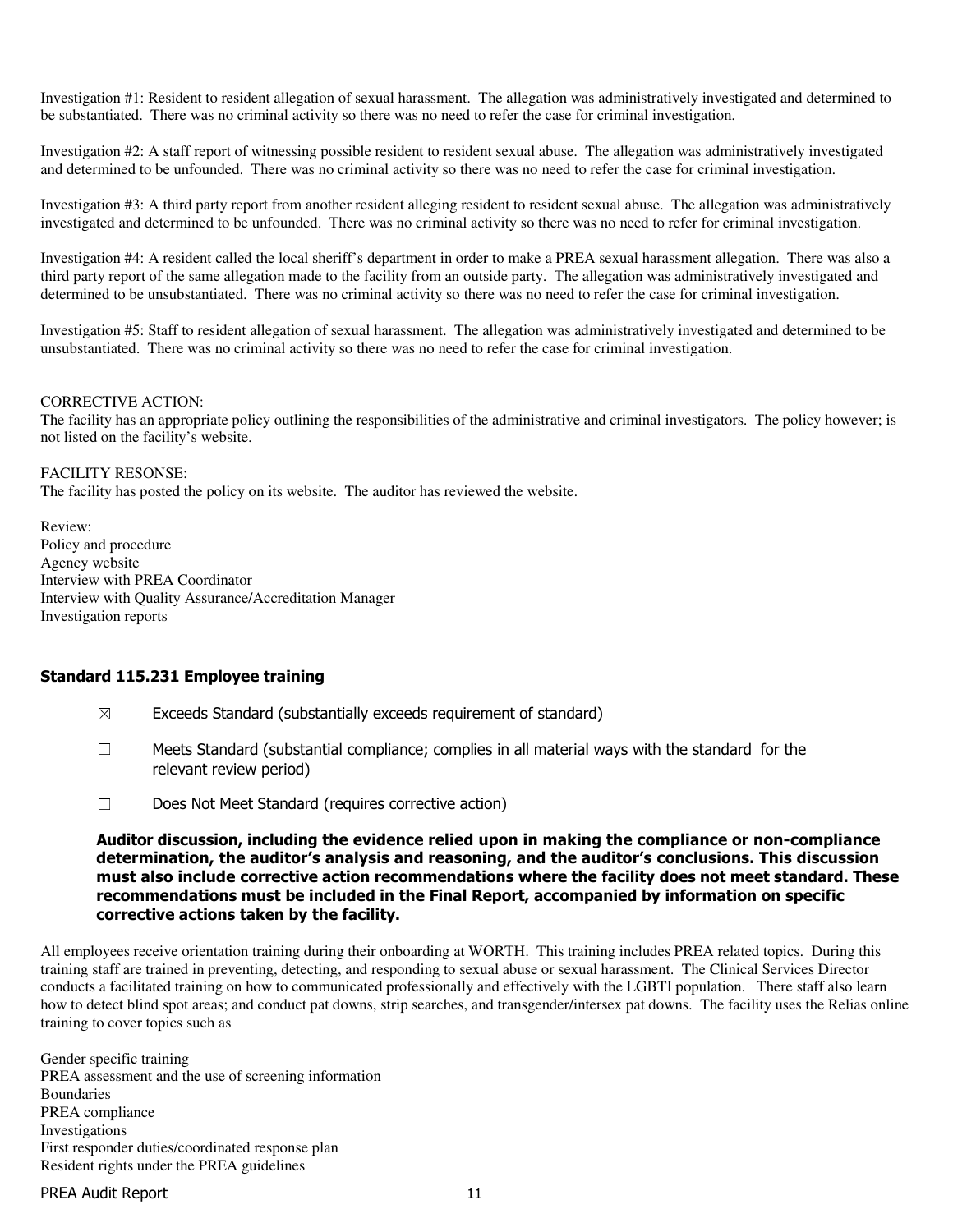Investigation #1: Resident to resident allegation of sexual harassment. The allegation was administratively investigated and determined to be substantiated. There was no criminal activity so there was no need to refer the case for criminal investigation.

Investigation #2: A staff report of witnessing possible resident to resident sexual abuse. The allegation was administratively investigated and determined to be unfounded. There was no criminal activity so there was no need to refer the case for criminal investigation.

Investigation #3: A third party report from another resident alleging resident to resident sexual abuse. The allegation was administratively investigated and determined to be unfounded. There was no criminal activity so there was no need to refer for criminal investigation.

Investigation #4: A resident called the local sheriff's department in order to make a PREA sexual harassment allegation. There was also a third party report of the same allegation made to the facility from an outside party. The allegation was administratively investigated and determined to be unsubstantiated. There was no criminal activity so there was no need to refer the case for criminal investigation.

Investigation #5: Staff to resident allegation of sexual harassment. The allegation was administratively investigated and determined to be unsubstantiated. There was no criminal activity so there was no need to refer the case for criminal investigation.

CORRECTIVE ACTION:
The facility has an appropriate policy outlining the responsibilities of the administrative and criminal investigators. The policy however; is not listed on the facility's website.

FACILITY RESONSE:
The facility has posted the policy on its website. The auditor has reviewed the website.

Review:
Policy and procedure
Agency website
Interview with PREA Coordinator
Interview with Quality Assurance/Accreditation Manager
Investigation reports

### Standard 115.231 Employee training

- ☒ Exceeds Standard (substantially exceeds requirement of standard)
- ☐ Meets Standard (substantial compliance; complies in all material ways with the standard for the relevant review period)
- ☐ Does Not Meet Standard (requires corrective action)

**Auditor discussion, including the evidence relied upon in making the compliance or non-compliance determination, the auditor's analysis and reasoning, and the auditor's conclusions. This discussion must also include corrective action recommendations where the facility does not meet standard. These recommendations must be included in the Final Report, accompanied by information on specific corrective actions taken by the facility.**

All employees receive orientation training during their onboarding at WORTH. This training includes PREA related topics. During this training staff are trained in preventing, detecting, and responding to sexual abuse or sexual harassment. The Clinical Services Director conducts a facilitated training on how to communicated professionally and effectively with the LGBTI population. There staff also learn how to detect blind spot areas; and conduct pat downs, strip searches, and transgender/intersex pat downs. The facility uses the Relias online training to cover topics such as

Gender specific training
PREA assessment and the use of screening information
Boundaries
PREA compliance
Investigations
First responder duties/coordinated response plan
Resident rights under the PREA guidelines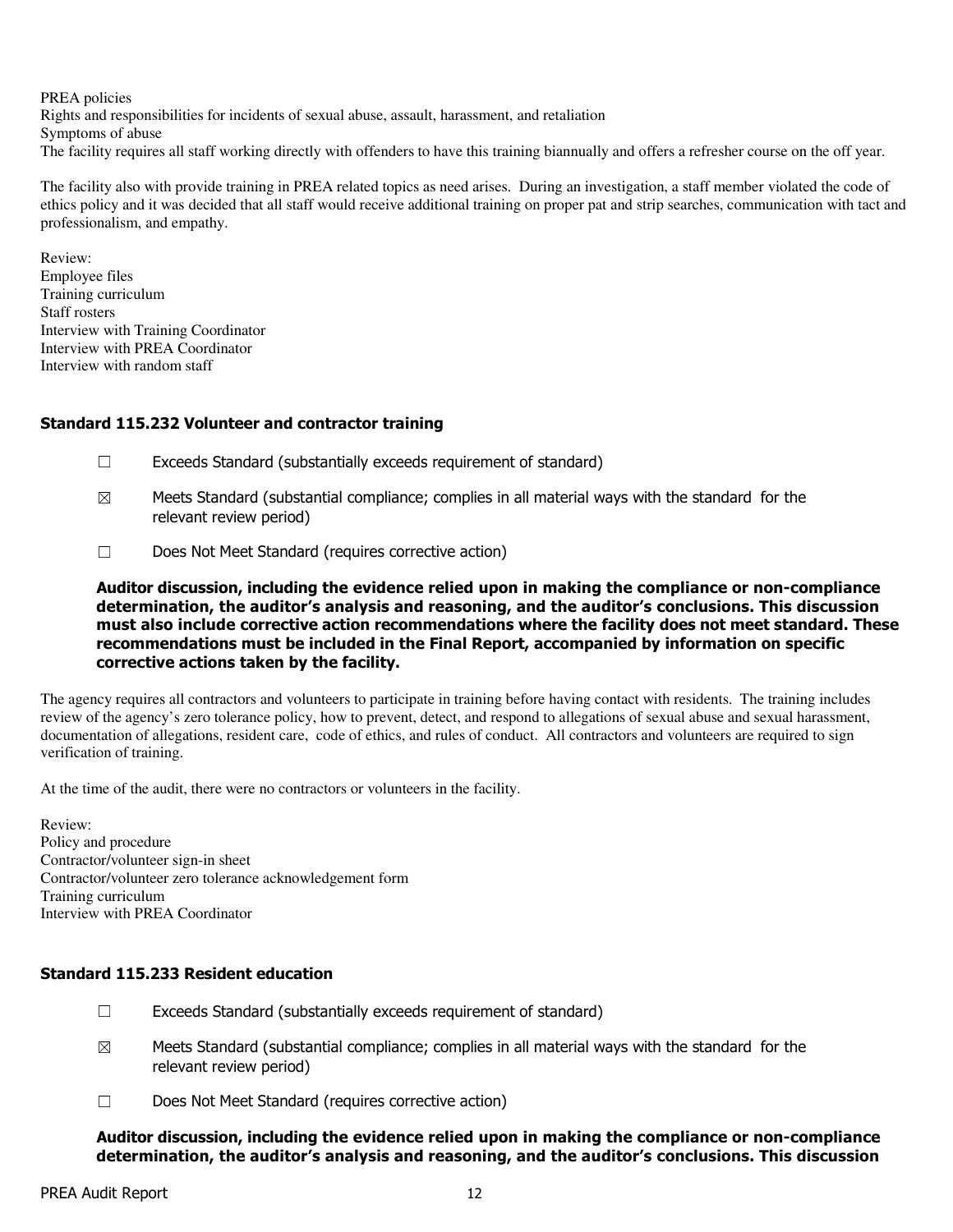PREA policies
Rights and responsibilities for incidents of sexual abuse, assault, harassment, and retaliation
Symptoms of abuse
The facility requires all staff working directly with offenders to have this training biannually and offers a refresher course on the off year.

The facility also with provide training in PREA related topics as need arises. During an investigation, a staff member violated the code of ethics policy and it was decided that all staff would receive additional training on proper pat and strip searches, communication with tact and professionalism, and empathy.

Review:
Employee files
Training curriculum
Staff rosters
Interview with Training Coordinator
Interview with PREA Coordinator
Interview with random staff

### Standard 115.232 Volunteer and contractor training

- ☐ Exceeds Standard (substantially exceeds requirement of standard)
- ☒ Meets Standard (substantial compliance; complies in all material ways with the standard for the relevant review period)
- ☐ Does Not Meet Standard (requires corrective action)

**Auditor discussion, including the evidence relied upon in making the compliance or non-compliance determination, the auditor's analysis and reasoning, and the auditor's conclusions. This discussion must also include corrective action recommendations where the facility does not meet standard. These recommendations must be included in the Final Report, accompanied by information on specific corrective actions taken by the facility.**

The agency requires all contractors and volunteers to participate in training before having contact with residents. The training includes review of the agency's zero tolerance policy, how to prevent, detect, and respond to allegations of sexual abuse and sexual harassment, documentation of allegations, resident care, code of ethics, and rules of conduct. All contractors and volunteers are required to sign verification of training.

At the time of the audit, there were no contractors or volunteers in the facility.

Review:
Policy and procedure
Contractor/volunteer sign-in sheet
Contractor/volunteer zero tolerance acknowledgement form
Training curriculum
Interview with PREA Coordinator

### Standard 115.233 Resident education

- ☐ Exceeds Standard (substantially exceeds requirement of standard)
- ☒ Meets Standard (substantial compliance; complies in all material ways with the standard for the relevant review period)
- ☐ Does Not Meet Standard (requires corrective action)

**Auditor discussion, including the evidence relied upon in making the compliance or non-compliance determination, the auditor's analysis and reasoning, and the auditor's conclusions. This discussion**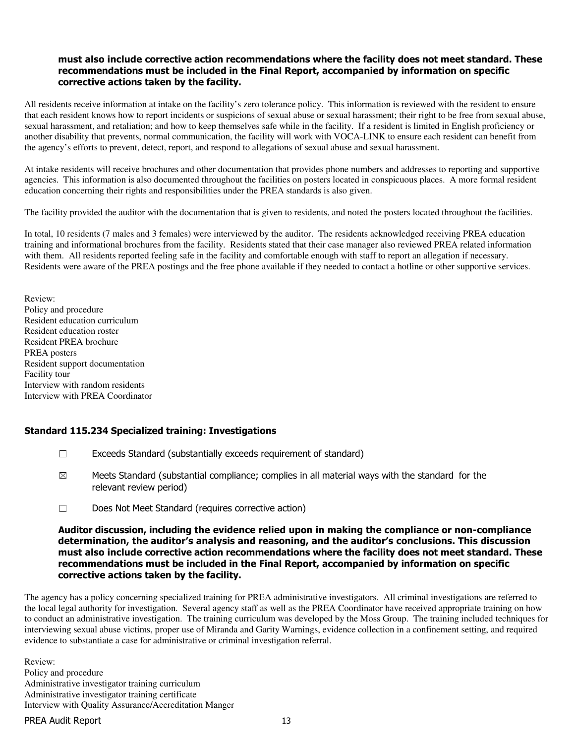**must also include corrective action recommendations where the facility does not meet standard. These recommendations must be included in the Final Report, accompanied by information on specific corrective actions taken by the facility.**

All residents receive information at intake on the facility's zero tolerance policy. This information is reviewed with the resident to ensure that each resident knows how to report incidents or suspicions of sexual abuse or sexual harassment; their right to be free from sexual abuse, sexual harassment, and retaliation; and how to keep themselves safe while in the facility. If a resident is limited in English proficiency or another disability that prevents, normal communication, the facility will work with VOCA-LINK to ensure each resident can benefit from the agency's efforts to prevent, detect, report, and respond to allegations of sexual abuse and sexual harassment.

At intake residents will receive brochures and other documentation that provides phone numbers and addresses to reporting and supportive agencies. This information is also documented throughout the facilities on posters located in conspicuous places. A more formal resident education concerning their rights and responsibilities under the PREA standards is also given.

The facility provided the auditor with the documentation that is given to residents, and noted the posters located throughout the facilities.

In total, 10 residents (7 males and 3 females) were interviewed by the auditor. The residents acknowledged receiving PREA education training and informational brochures from the facility. Residents stated that their case manager also reviewed PREA related information with them. All residents reported feeling safe in the facility and comfortable enough with staff to report an allegation if necessary. Residents were aware of the PREA postings and the free phone available if they needed to contact a hotline or other supportive services.

Review:
Policy and procedure
Resident education curriculum
Resident education roster
Resident PREA brochure
PREA posters
Resident support documentation
Facility tour
Interview with random residents
Interview with PREA Coordinator

### Standard 115.234 Specialized training: Investigations

☐ Exceeds Standard (substantially exceeds requirement of standard)

☒ Meets Standard (substantial compliance; complies in all material ways with the standard for the relevant review period)

☐ Does Not Meet Standard (requires corrective action)

**Auditor discussion, including the evidence relied upon in making the compliance or non-compliance determination, the auditor's analysis and reasoning, and the auditor's conclusions. This discussion must also include corrective action recommendations where the facility does not meet standard. These recommendations must be included in the Final Report, accompanied by information on specific corrective actions taken by the facility.**

The agency has a policy concerning specialized training for PREA administrative investigators. All criminal investigations are referred to the local legal authority for investigation. Several agency staff as well as the PREA Coordinator have received appropriate training on how to conduct an administrative investigation. The training curriculum was developed by the Moss Group. The training included techniques for interviewing sexual abuse victims, proper use of Miranda and Garity Warnings, evidence collection in a confinement setting, and required evidence to substantiate a case for administrative or criminal investigation referral.

Review:
Policy and procedure
Administrative investigator training curriculum
Administrative investigator training certificate
Interview with Quality Assurance/Accreditation Manger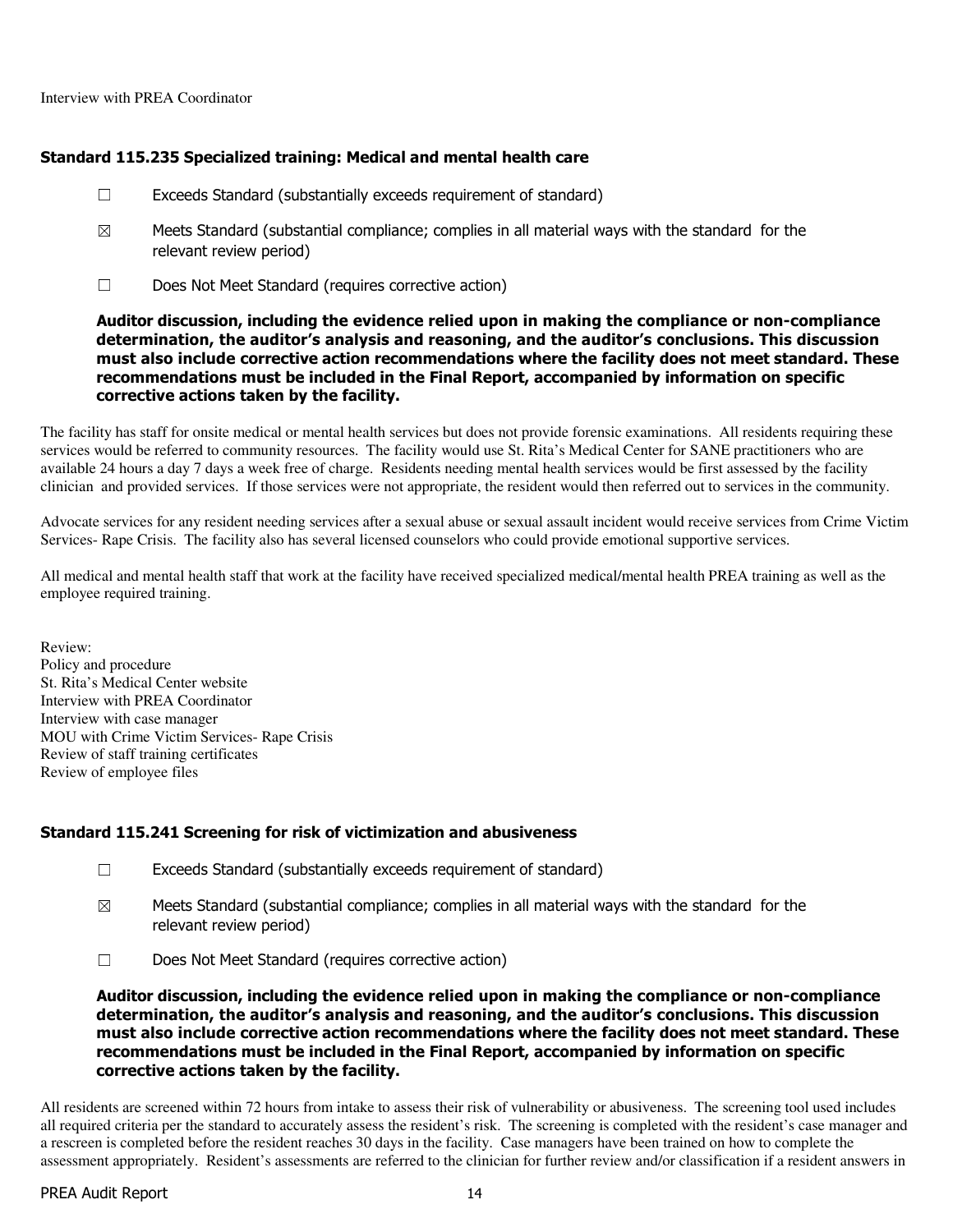Interview with PREA Coordinator

### Standard 115.235 Specialized training: Medical and mental health care

☐ Exceeds Standard (substantially exceeds requirement of standard)

☒ Meets Standard (substantial compliance; complies in all material ways with the standard for the relevant review period)

☐ Does Not Meet Standard (requires corrective action)

**Auditor discussion, including the evidence relied upon in making the compliance or non-compliance determination, the auditor's analysis and reasoning, and the auditor's conclusions. This discussion must also include corrective action recommendations where the facility does not meet standard. These recommendations must be included in the Final Report, accompanied by information on specific corrective actions taken by the facility.**

The facility has staff for onsite medical or mental health services but does not provide forensic examinations. All residents requiring these services would be referred to community resources. The facility would use St. Rita's Medical Center for SANE practitioners who are available 24 hours a day 7 days a week free of charge. Residents needing mental health services would be first assessed by the facility clinician and provided services. If those services were not appropriate, the resident would then referred out to services in the community.

Advocate services for any resident needing services after a sexual abuse or sexual assault incident would receive services from Crime Victim Services- Rape Crisis. The facility also has several licensed counselors who could provide emotional supportive services.

All medical and mental health staff that work at the facility have received specialized medical/mental health PREA training as well as the employee required training.

Review:
Policy and procedure
St. Rita's Medical Center website
Interview with PREA Coordinator
Interview with case manager
MOU with Crime Victim Services- Rape Crisis
Review of staff training certificates
Review of employee files

### Standard 115.241 Screening for risk of victimization and abusiveness

☐ Exceeds Standard (substantially exceeds requirement of standard)

☒ Meets Standard (substantial compliance; complies in all material ways with the standard for the relevant review period)

☐ Does Not Meet Standard (requires corrective action)

**Auditor discussion, including the evidence relied upon in making the compliance or non-compliance determination, the auditor's analysis and reasoning, and the auditor's conclusions. This discussion must also include corrective action recommendations where the facility does not meet standard. These recommendations must be included in the Final Report, accompanied by information on specific corrective actions taken by the facility.**

All residents are screened within 72 hours from intake to assess their risk of vulnerability or abusiveness. The screening tool used includes all required criteria per the standard to accurately assess the resident's risk. The screening is completed with the resident's case manager and a rescreen is completed before the resident reaches 30 days in the facility. Case managers have been trained on how to complete the assessment appropriately. Resident's assessments are referred to the clinician for further review and/or classification if a resident answers in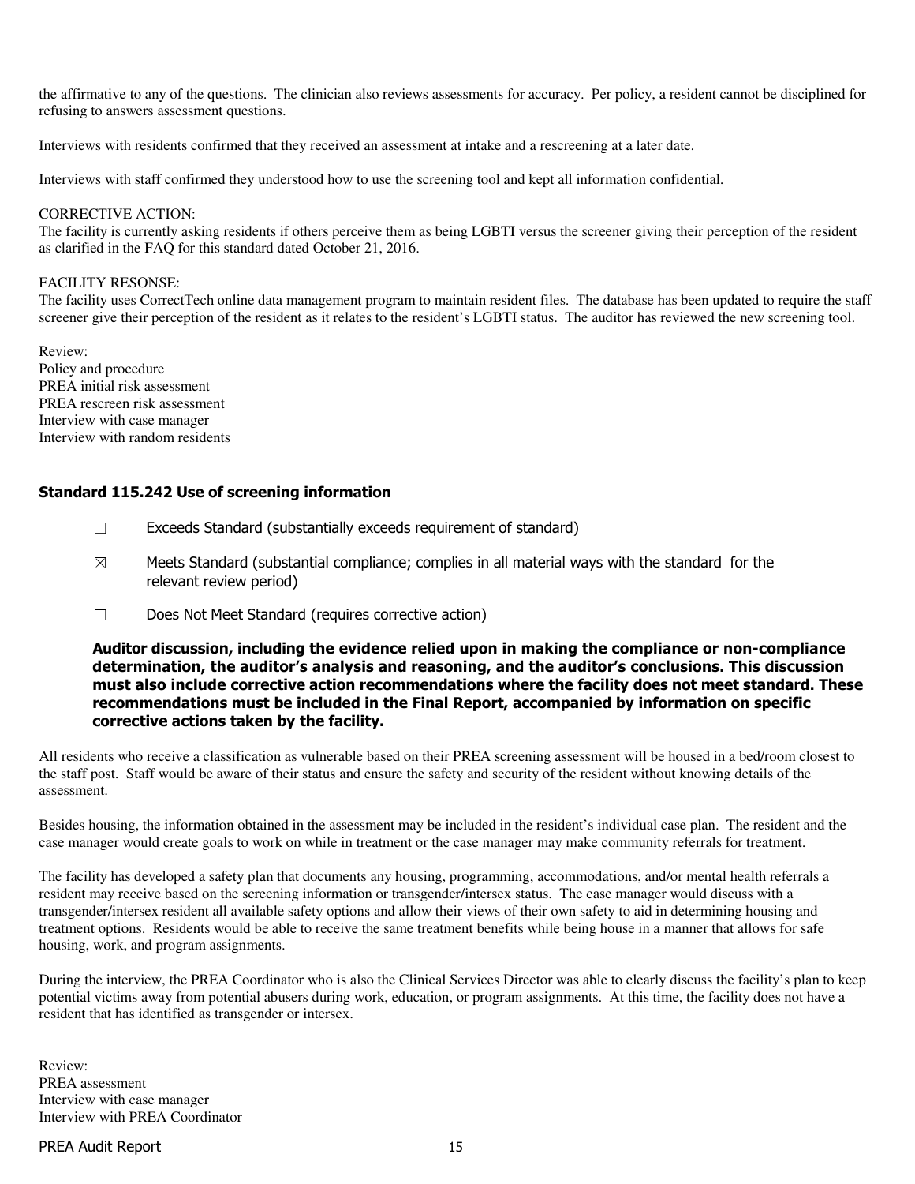the affirmative to any of the questions. The clinician also reviews assessments for accuracy. Per policy, a resident cannot be disciplined for refusing to answers assessment questions.

Interviews with residents confirmed that they received an assessment at intake and a rescreening at a later date.

Interviews with staff confirmed they understood how to use the screening tool and kept all information confidential.

CORRECTIVE ACTION:
The facility is currently asking residents if others perceive them as being LGBTI versus the screener giving their perception of the resident as clarified in the FAQ for this standard dated October 21, 2016.

FACILITY RESONSE:
The facility uses CorrectTech online data management program to maintain resident files. The database has been updated to require the staff screener give their perception of the resident as it relates to the resident's LGBTI status. The auditor has reviewed the new screening tool.

Review:
Policy and procedure
PREA initial risk assessment
PREA rescreen risk assessment
Interview with case manager
Interview with random residents

### Standard 115.242 Use of screening information

☐ Exceeds Standard (substantially exceeds requirement of standard)

☒ Meets Standard (substantial compliance; complies in all material ways with the standard for the relevant review period)

☐ Does Not Meet Standard (requires corrective action)

**Auditor discussion, including the evidence relied upon in making the compliance or non-compliance determination, the auditor's analysis and reasoning, and the auditor's conclusions. This discussion must also include corrective action recommendations where the facility does not meet standard. These recommendations must be included in the Final Report, accompanied by information on specific corrective actions taken by the facility.**

All residents who receive a classification as vulnerable based on their PREA screening assessment will be housed in a bed/room closest to the staff post. Staff would be aware of their status and ensure the safety and security of the resident without knowing details of the assessment.

Besides housing, the information obtained in the assessment may be included in the resident's individual case plan. The resident and the case manager would create goals to work on while in treatment or the case manager may make community referrals for treatment.

The facility has developed a safety plan that documents any housing, programming, accommodations, and/or mental health referrals a resident may receive based on the screening information or transgender/intersex status. The case manager would discuss with a transgender/intersex resident all available safety options and allow their views of their own safety to aid in determining housing and treatment options. Residents would be able to receive the same treatment benefits while being house in a manner that allows for safe housing, work, and program assignments.

During the interview, the PREA Coordinator who is also the Clinical Services Director was able to clearly discuss the facility's plan to keep potential victims away from potential abusers during work, education, or program assignments. At this time, the facility does not have a resident that has identified as transgender or intersex.

Review:
PREA assessment
Interview with case manager
Interview with PREA Coordinator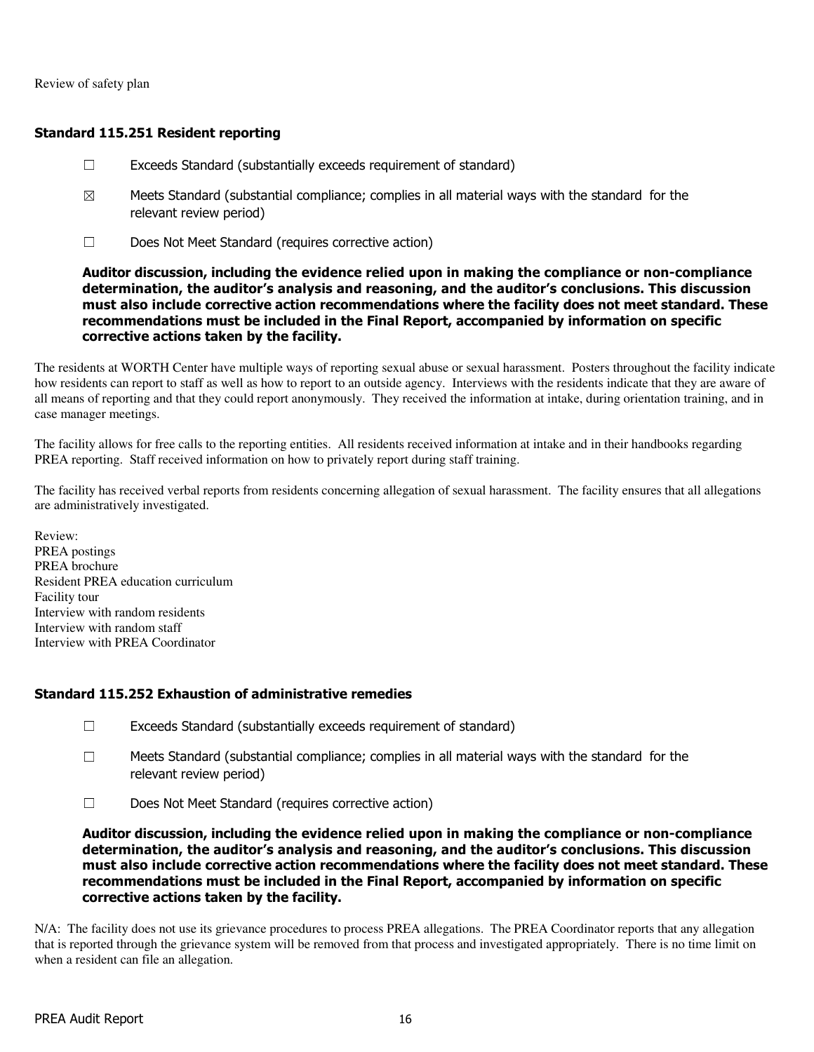Review of safety plan

### Standard 115.251 Resident reporting

☐ Exceeds Standard (substantially exceeds requirement of standard)

☒ Meets Standard (substantial compliance; complies in all material ways with the standard for the relevant review period)

☐ Does Not Meet Standard (requires corrective action)

**Auditor discussion, including the evidence relied upon in making the compliance or non-compliance determination, the auditor's analysis and reasoning, and the auditor's conclusions. This discussion must also include corrective action recommendations where the facility does not meet standard. These recommendations must be included in the Final Report, accompanied by information on specific corrective actions taken by the facility.**

The residents at WORTH Center have multiple ways of reporting sexual abuse or sexual harassment. Posters throughout the facility indicate how residents can report to staff as well as how to report to an outside agency. Interviews with the residents indicate that they are aware of all means of reporting and that they could report anonymously. They received the information at intake, during orientation training, and in case manager meetings.

The facility allows for free calls to the reporting entities. All residents received information at intake and in their handbooks regarding PREA reporting. Staff received information on how to privately report during staff training.

The facility has received verbal reports from residents concerning allegation of sexual harassment. The facility ensures that all allegations are administratively investigated.

Review:
PREA postings
PREA brochure
Resident PREA education curriculum
Facility tour
Interview with random residents
Interview with random staff
Interview with PREA Coordinator

### Standard 115.252 Exhaustion of administrative remedies

☐ Exceeds Standard (substantially exceeds requirement of standard)

☐ Meets Standard (substantial compliance; complies in all material ways with the standard for the relevant review period)

☐ Does Not Meet Standard (requires corrective action)

**Auditor discussion, including the evidence relied upon in making the compliance or non-compliance determination, the auditor's analysis and reasoning, and the auditor's conclusions. This discussion must also include corrective action recommendations where the facility does not meet standard. These recommendations must be included in the Final Report, accompanied by information on specific corrective actions taken by the facility.**

N/A: The facility does not use its grievance procedures to process PREA allegations. The PREA Coordinator reports that any allegation that is reported through the grievance system will be removed from that process and investigated appropriately. There is no time limit on when a resident can file an allegation.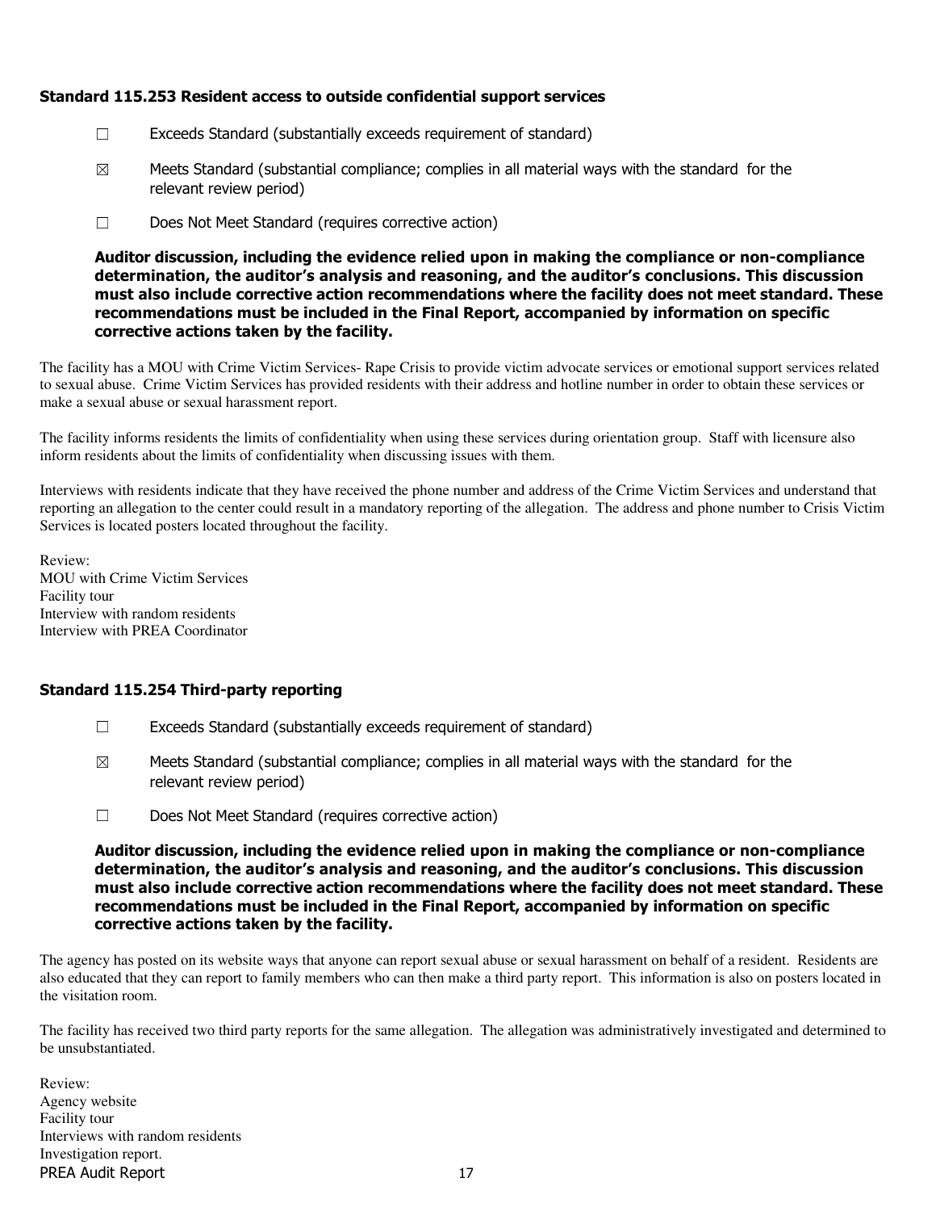### Standard 115.253 Resident access to outside confidential support services

☐ Exceeds Standard (substantially exceeds requirement of standard)

☒ Meets Standard (substantial compliance; complies in all material ways with the standard for the relevant review period)

☐ Does Not Meet Standard (requires corrective action)

**Auditor discussion, including the evidence relied upon in making the compliance or non-compliance determination, the auditor's analysis and reasoning, and the auditor's conclusions. This discussion must also include corrective action recommendations where the facility does not meet standard. These recommendations must be included in the Final Report, accompanied by information on specific corrective actions taken by the facility.**

The facility has a MOU with Crime Victim Services- Rape Crisis to provide victim advocate services or emotional support services related to sexual abuse. Crime Victim Services has provided residents with their address and hotline number in order to obtain these services or make a sexual abuse or sexual harassment report.

The facility informs residents the limits of confidentiality when using these services during orientation group. Staff with licensure also inform residents about the limits of confidentiality when discussing issues with them.

Interviews with residents indicate that they have received the phone number and address of the Crime Victim Services and understand that reporting an allegation to the center could result in a mandatory reporting of the allegation. The address and phone number to Crisis Victim Services is located posters located throughout the facility.

Review:
MOU with Crime Victim Services
Facility tour
Interview with random residents
Interview with PREA Coordinator

### Standard 115.254 Third-party reporting

☐ Exceeds Standard (substantially exceeds requirement of standard)

☒ Meets Standard (substantial compliance; complies in all material ways with the standard for the relevant review period)

☐ Does Not Meet Standard (requires corrective action)

**Auditor discussion, including the evidence relied upon in making the compliance or non-compliance determination, the auditor's analysis and reasoning, and the auditor's conclusions. This discussion must also include corrective action recommendations where the facility does not meet standard. These recommendations must be included in the Final Report, accompanied by information on specific corrective actions taken by the facility.**

The agency has posted on its website ways that anyone can report sexual abuse or sexual harassment on behalf of a resident. Residents are also educated that they can report to family members who can then make a third party report. This information is also on posters located in the visitation room.

The facility has received two third party reports for the same allegation. The allegation was administratively investigated and determined to be unsubstantiated.

Review:
Agency website
Facility tour
Interviews with random residents
Investigation report.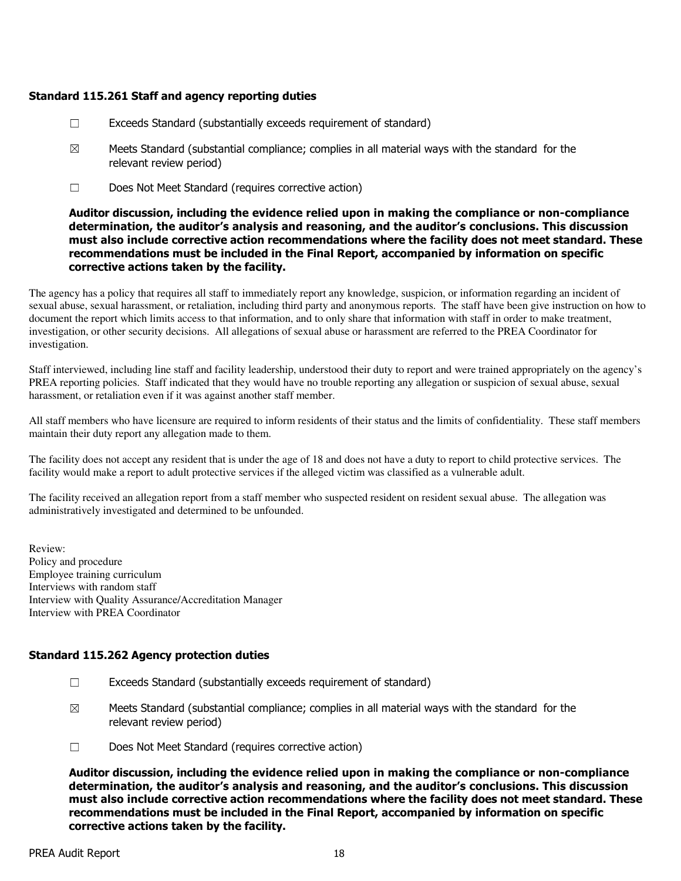### Standard 115.261 Staff and agency reporting duties

☐ Exceeds Standard (substantially exceeds requirement of standard)

☒ Meets Standard (substantial compliance; complies in all material ways with the standard for the relevant review period)

☐ Does Not Meet Standard (requires corrective action)

**Auditor discussion, including the evidence relied upon in making the compliance or non-compliance determination, the auditor's analysis and reasoning, and the auditor's conclusions. This discussion must also include corrective action recommendations where the facility does not meet standard. These recommendations must be included in the Final Report, accompanied by information on specific corrective actions taken by the facility.**

The agency has a policy that requires all staff to immediately report any knowledge, suspicion, or information regarding an incident of sexual abuse, sexual harassment, or retaliation, including third party and anonymous reports. The staff have been give instruction on how to document the report which limits access to that information, and to only share that information with staff in order to make treatment, investigation, or other security decisions. All allegations of sexual abuse or harassment are referred to the PREA Coordinator for investigation.

Staff interviewed, including line staff and facility leadership, understood their duty to report and were trained appropriately on the agency's PREA reporting policies. Staff indicated that they would have no trouble reporting any allegation or suspicion of sexual abuse, sexual harassment, or retaliation even if it was against another staff member.

All staff members who have licensure are required to inform residents of their status and the limits of confidentiality. These staff members maintain their duty report any allegation made to them.

The facility does not accept any resident that is under the age of 18 and does not have a duty to report to child protective services. The facility would make a report to adult protective services if the alleged victim was classified as a vulnerable adult.

The facility received an allegation report from a staff member who suspected resident on resident sexual abuse. The allegation was administratively investigated and determined to be unfounded.

Review:
Policy and procedure
Employee training curriculum
Interviews with random staff
Interview with Quality Assurance/Accreditation Manager
Interview with PREA Coordinator

### Standard 115.262 Agency protection duties

☐ Exceeds Standard (substantially exceeds requirement of standard)

☒ Meets Standard (substantial compliance; complies in all material ways with the standard for the relevant review period)

☐ Does Not Meet Standard (requires corrective action)

**Auditor discussion, including the evidence relied upon in making the compliance or non-compliance determination, the auditor's analysis and reasoning, and the auditor's conclusions. This discussion must also include corrective action recommendations where the facility does not meet standard. These recommendations must be included in the Final Report, accompanied by information on specific corrective actions taken by the facility.**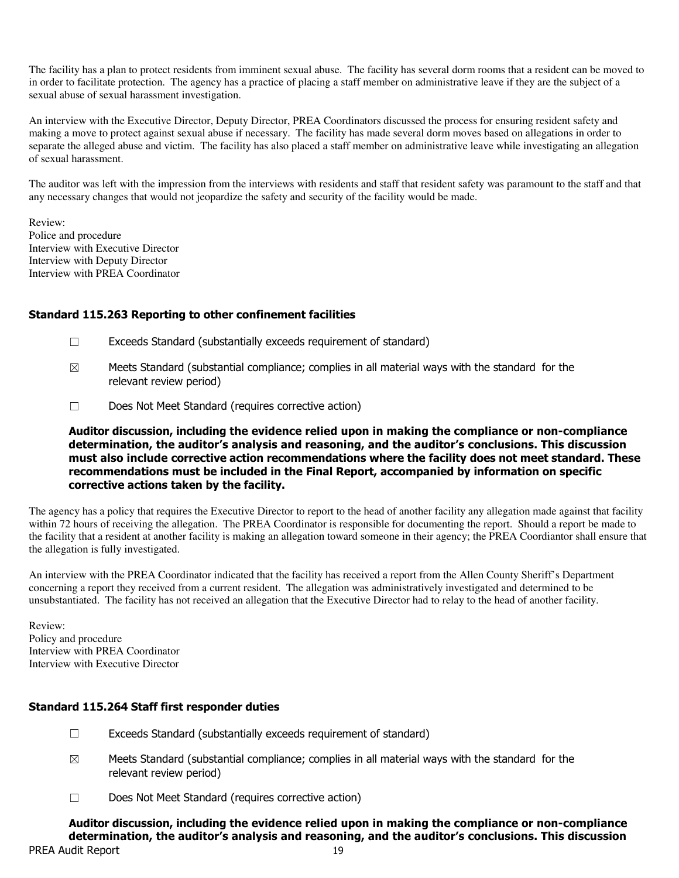The facility has a plan to protect residents from imminent sexual abuse. The facility has several dorm rooms that a resident can be moved to in order to facilitate protection. The agency has a practice of placing a staff member on administrative leave if they are the subject of a sexual abuse of sexual harassment investigation.

An interview with the Executive Director, Deputy Director, PREA Coordinators discussed the process for ensuring resident safety and making a move to protect against sexual abuse if necessary. The facility has made several dorm moves based on allegations in order to separate the alleged abuse and victim. The facility has also placed a staff member on administrative leave while investigating an allegation of sexual harassment.

The auditor was left with the impression from the interviews with residents and staff that resident safety was paramount to the staff and that any necessary changes that would not jeopardize the safety and security of the facility would be made.

Review:
Police and procedure
Interview with Executive Director
Interview with Deputy Director
Interview with PREA Coordinator

### Standard 115.263 Reporting to other confinement facilities

☐ Exceeds Standard (substantially exceeds requirement of standard)

☒ Meets Standard (substantial compliance; complies in all material ways with the standard for the relevant review period)

☐ Does Not Meet Standard (requires corrective action)

**Auditor discussion, including the evidence relied upon in making the compliance or non-compliance determination, the auditor's analysis and reasoning, and the auditor's conclusions. This discussion must also include corrective action recommendations where the facility does not meet standard. These recommendations must be included in the Final Report, accompanied by information on specific corrective actions taken by the facility.**

The agency has a policy that requires the Executive Director to report to the head of another facility any allegation made against that facility within 72 hours of receiving the allegation. The PREA Coordinator is responsible for documenting the report. Should a report be made to the facility that a resident at another facility is making an allegation toward someone in their agency; the PREA Coordiantor shall ensure that the allegation is fully investigated.

An interview with the PREA Coordinator indicated that the facility has received a report from the Allen County Sheriff's Department concerning a report they received from a current resident. The allegation was administratively investigated and determined to be unsubstantiated. The facility has not received an allegation that the Executive Director had to relay to the head of another facility.

Review:
Policy and procedure
Interview with PREA Coordinator
Interview with Executive Director

### Standard 115.264 Staff first responder duties

☐ Exceeds Standard (substantially exceeds requirement of standard)

☒ Meets Standard (substantial compliance; complies in all material ways with the standard for the relevant review period)

☐ Does Not Meet Standard (requires corrective action)

**Auditor discussion, including the evidence relied upon in making the compliance or non-compliance determination, the auditor's analysis and reasoning, and the auditor's conclusions. This discussion**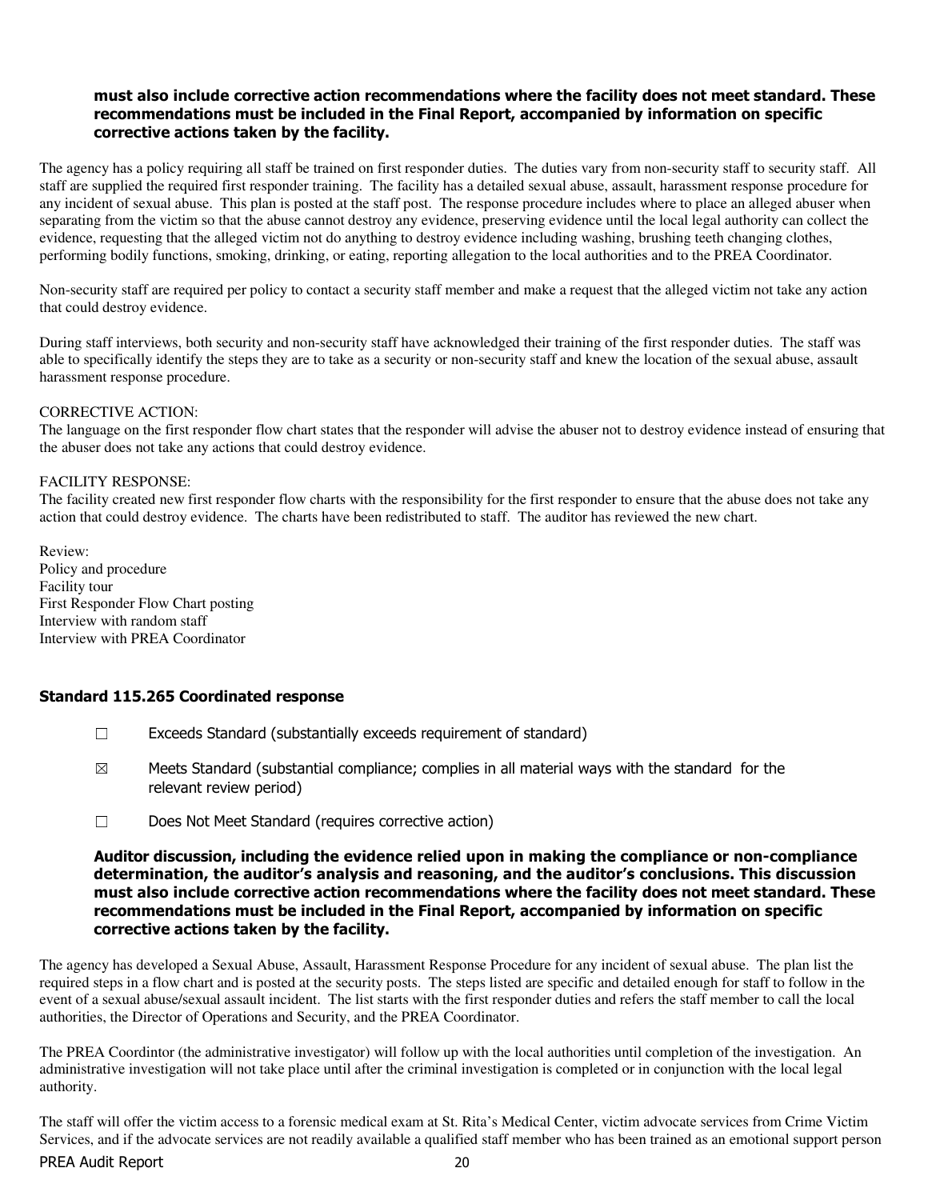**must also include corrective action recommendations where the facility does not meet standard. These recommendations must be included in the Final Report, accompanied by information on specific corrective actions taken by the facility.**

The agency has a policy requiring all staff be trained on first responder duties. The duties vary from non-security staff to security staff. All staff are supplied the required first responder training. The facility has a detailed sexual abuse, assault, harassment response procedure for any incident of sexual abuse. This plan is posted at the staff post. The response procedure includes where to place an alleged abuser when separating from the victim so that the abuse cannot destroy any evidence, preserving evidence until the local legal authority can collect the evidence, requesting that the alleged victim not do anything to destroy evidence including washing, brushing teeth changing clothes, performing bodily functions, smoking, drinking, or eating, reporting allegation to the local authorities and to the PREA Coordinator.

Non-security staff are required per policy to contact a security staff member and make a request that the alleged victim not take any action that could destroy evidence.

During staff interviews, both security and non-security staff have acknowledged their training of the first responder duties. The staff was able to specifically identify the steps they are to take as a security or non-security staff and knew the location of the sexual abuse, assault harassment response procedure.

CORRECTIVE ACTION:
The language on the first responder flow chart states that the responder will advise the abuser not to destroy evidence instead of ensuring that the abuser does not take any actions that could destroy evidence.

FACILITY RESPONSE:
The facility created new first responder flow charts with the responsibility for the first responder to ensure that the abuse does not take any action that could destroy evidence. The charts have been redistributed to staff. The auditor has reviewed the new chart.

Review:
Policy and procedure
Facility tour
First Responder Flow Chart posting
Interview with random staff
Interview with PREA Coordinator

### Standard 115.265 Coordinated response

☐ Exceeds Standard (substantially exceeds requirement of standard)

☒ Meets Standard (substantial compliance; complies in all material ways with the standard for the relevant review period)

☐ Does Not Meet Standard (requires corrective action)

**Auditor discussion, including the evidence relied upon in making the compliance or non-compliance determination, the auditor's analysis and reasoning, and the auditor's conclusions. This discussion must also include corrective action recommendations where the facility does not meet standard. These recommendations must be included in the Final Report, accompanied by information on specific corrective actions taken by the facility.**

The agency has developed a Sexual Abuse, Assault, Harassment Response Procedure for any incident of sexual abuse. The plan list the required steps in a flow chart and is posted at the security posts. The steps listed are specific and detailed enough for staff to follow in the event of a sexual abuse/sexual assault incident. The list starts with the first responder duties and refers the staff member to call the local authorities, the Director of Operations and Security, and the PREA Coordinator.

The PREA Coordintor (the administrative investigator) will follow up with the local authorities until completion of the investigation. An administrative investigation will not take place until after the criminal investigation is completed or in conjunction with the local legal authority.

The staff will offer the victim access to a forensic medical exam at St. Rita's Medical Center, victim advocate services from Crime Victim Services, and if the advocate services are not readily available a qualified staff member who has been trained as an emotional support person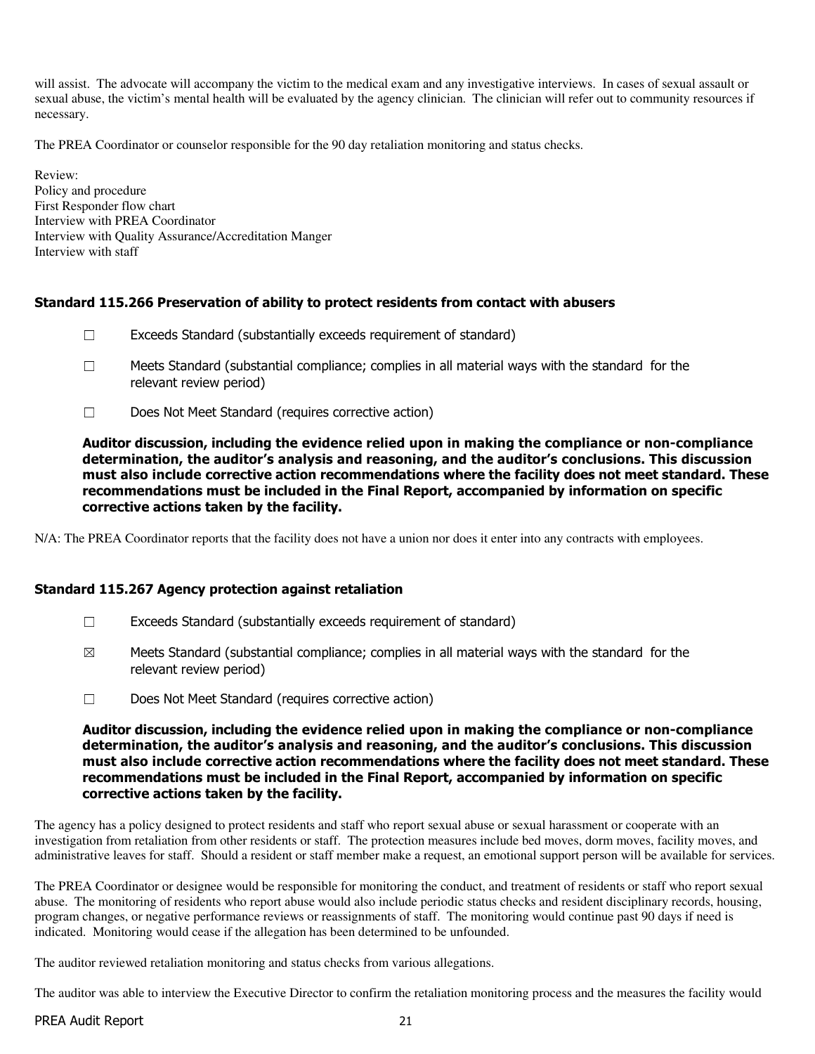will assist. The advocate will accompany the victim to the medical exam and any investigative interviews. In cases of sexual assault or sexual abuse, the victim's mental health will be evaluated by the agency clinician. The clinician will refer out to community resources if necessary.

The PREA Coordinator or counselor responsible for the 90 day retaliation monitoring and status checks.

Review:
Policy and procedure
First Responder flow chart
Interview with PREA Coordinator
Interview with Quality Assurance/Accreditation Manger
Interview with staff

### Standard 115.266 Preservation of ability to protect residents from contact with abusers

- ☐ Exceeds Standard (substantially exceeds requirement of standard)
- ☐ Meets Standard (substantial compliance; complies in all material ways with the standard for the relevant review period)
- ☐ Does Not Meet Standard (requires corrective action)

**Auditor discussion, including the evidence relied upon in making the compliance or non-compliance determination, the auditor's analysis and reasoning, and the auditor's conclusions. This discussion must also include corrective action recommendations where the facility does not meet standard. These recommendations must be included in the Final Report, accompanied by information on specific corrective actions taken by the facility.**

N/A: The PREA Coordinator reports that the facility does not have a union nor does it enter into any contracts with employees.

### Standard 115.267 Agency protection against retaliation

- ☐ Exceeds Standard (substantially exceeds requirement of standard)
- ☒ Meets Standard (substantial compliance; complies in all material ways with the standard for the relevant review period)
- ☐ Does Not Meet Standard (requires corrective action)

**Auditor discussion, including the evidence relied upon in making the compliance or non-compliance determination, the auditor's analysis and reasoning, and the auditor's conclusions. This discussion must also include corrective action recommendations where the facility does not meet standard. These recommendations must be included in the Final Report, accompanied by information on specific corrective actions taken by the facility.**

The agency has a policy designed to protect residents and staff who report sexual abuse or sexual harassment or cooperate with an investigation from retaliation from other residents or staff. The protection measures include bed moves, dorm moves, facility moves, and administrative leaves for staff. Should a resident or staff member make a request, an emotional support person will be available for services.

The PREA Coordinator or designee would be responsible for monitoring the conduct, and treatment of residents or staff who report sexual abuse. The monitoring of residents who report abuse would also include periodic status checks and resident disciplinary records, housing, program changes, or negative performance reviews or reassignments of staff. The monitoring would continue past 90 days if need is indicated. Monitoring would cease if the allegation has been determined to be unfounded.

The auditor reviewed retaliation monitoring and status checks from various allegations.

The auditor was able to interview the Executive Director to confirm the retaliation monitoring process and the measures the facility would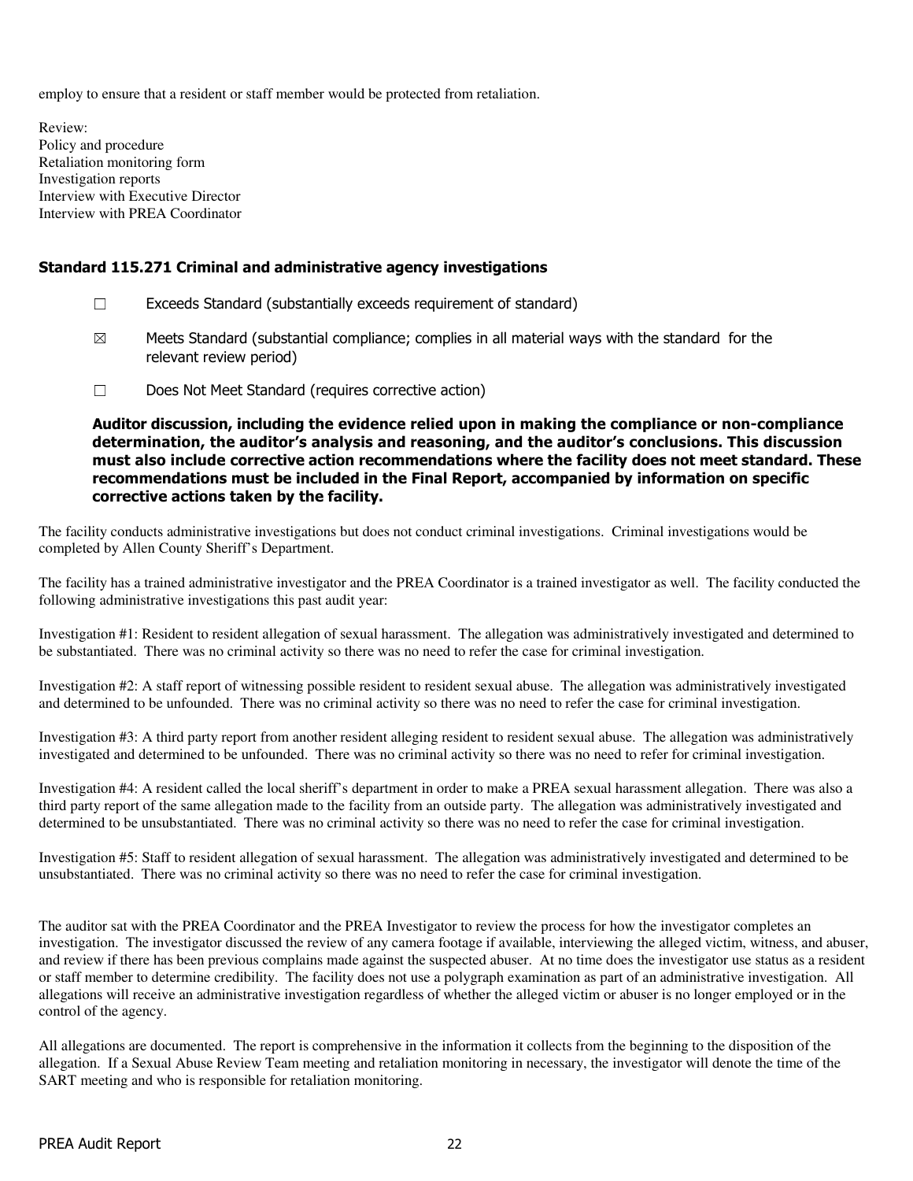employ to ensure that a resident or staff member would be protected from retaliation.

Review:
Policy and procedure
Retaliation monitoring form
Investigation reports
Interview with Executive Director
Interview with PREA Coordinator

### Standard 115.271 Criminal and administrative agency investigations

☐ Exceeds Standard (substantially exceeds requirement of standard)

☒ Meets Standard (substantial compliance; complies in all material ways with the standard for the relevant review period)

☐ Does Not Meet Standard (requires corrective action)

**Auditor discussion, including the evidence relied upon in making the compliance or non-compliance determination, the auditor's analysis and reasoning, and the auditor's conclusions. This discussion must also include corrective action recommendations where the facility does not meet standard. These recommendations must be included in the Final Report, accompanied by information on specific corrective actions taken by the facility.**

The facility conducts administrative investigations but does not conduct criminal investigations. Criminal investigations would be completed by Allen County Sheriff's Department.

The facility has a trained administrative investigator and the PREA Coordinator is a trained investigator as well. The facility conducted the following administrative investigations this past audit year:

Investigation #1: Resident to resident allegation of sexual harassment. The allegation was administratively investigated and determined to be substantiated. There was no criminal activity so there was no need to refer the case for criminal investigation.

Investigation #2: A staff report of witnessing possible resident to resident sexual abuse. The allegation was administratively investigated and determined to be unfounded. There was no criminal activity so there was no need to refer the case for criminal investigation.

Investigation #3: A third party report from another resident alleging resident to resident sexual abuse. The allegation was administratively investigated and determined to be unfounded. There was no criminal activity so there was no need to refer for criminal investigation.

Investigation #4: A resident called the local sheriff's department in order to make a PREA sexual harassment allegation. There was also a third party report of the same allegation made to the facility from an outside party. The allegation was administratively investigated and determined to be unsubstantiated. There was no criminal activity so there was no need to refer the case for criminal investigation.

Investigation #5: Staff to resident allegation of sexual harassment. The allegation was administratively investigated and determined to be unsubstantiated. There was no criminal activity so there was no need to refer the case for criminal investigation.

The auditor sat with the PREA Coordinator and the PREA Investigator to review the process for how the investigator completes an investigation. The investigator discussed the review of any camera footage if available, interviewing the alleged victim, witness, and abuser, and review if there has been previous complains made against the suspected abuser. At no time does the investigator use status as a resident or staff member to determine credibility. The facility does not use a polygraph examination as part of an administrative investigation. All allegations will receive an administrative investigation regardless of whether the alleged victim or abuser is no longer employed or in the control of the agency.

All allegations are documented. The report is comprehensive in the information it collects from the beginning to the disposition of the allegation. If a Sexual Abuse Review Team meeting and retaliation monitoring in necessary, the investigator will denote the time of the SART meeting and who is responsible for retaliation monitoring.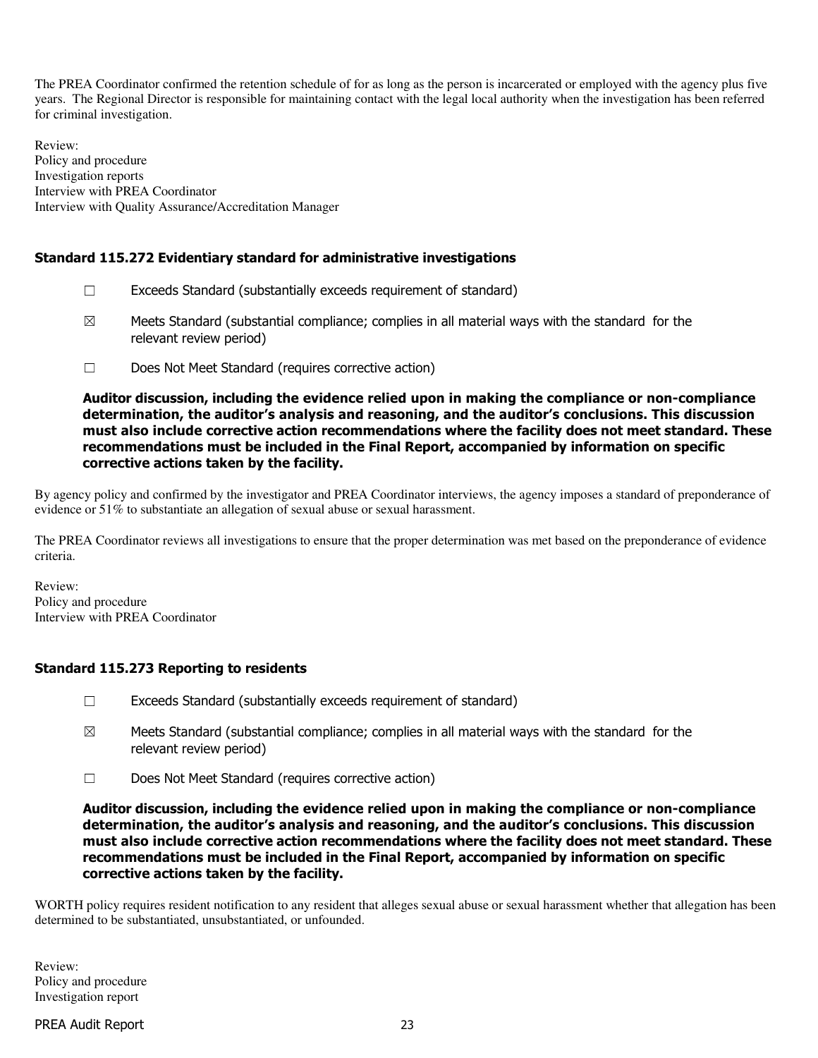The PREA Coordinator confirmed the retention schedule of for as long as the person is incarcerated or employed with the agency plus five years. The Regional Director is responsible for maintaining contact with the legal local authority when the investigation has been referred for criminal investigation.

Review:
Policy and procedure
Investigation reports
Interview with PREA Coordinator
Interview with Quality Assurance/Accreditation Manager

### Standard 115.272 Evidentiary standard for administrative investigations

☐ Exceeds Standard (substantially exceeds requirement of standard)

☒ Meets Standard (substantial compliance; complies in all material ways with the standard for the relevant review period)

☐ Does Not Meet Standard (requires corrective action)

**Auditor discussion, including the evidence relied upon in making the compliance or non-compliance determination, the auditor's analysis and reasoning, and the auditor's conclusions. This discussion must also include corrective action recommendations where the facility does not meet standard. These recommendations must be included in the Final Report, accompanied by information on specific corrective actions taken by the facility.**

By agency policy and confirmed by the investigator and PREA Coordinator interviews, the agency imposes a standard of preponderance of evidence or 51% to substantiate an allegation of sexual abuse or sexual harassment.

The PREA Coordinator reviews all investigations to ensure that the proper determination was met based on the preponderance of evidence criteria.

Review:
Policy and procedure
Interview with PREA Coordinator

### Standard 115.273 Reporting to residents

☐ Exceeds Standard (substantially exceeds requirement of standard)

☒ Meets Standard (substantial compliance; complies in all material ways with the standard for the relevant review period)

☐ Does Not Meet Standard (requires corrective action)

**Auditor discussion, including the evidence relied upon in making the compliance or non-compliance determination, the auditor's analysis and reasoning, and the auditor's conclusions. This discussion must also include corrective action recommendations where the facility does not meet standard. These recommendations must be included in the Final Report, accompanied by information on specific corrective actions taken by the facility.**

WORTH policy requires resident notification to any resident that alleges sexual abuse or sexual harassment whether that allegation has been determined to be substantiated, unsubstantiated, or unfounded.

Review:
Policy and procedure
Investigation report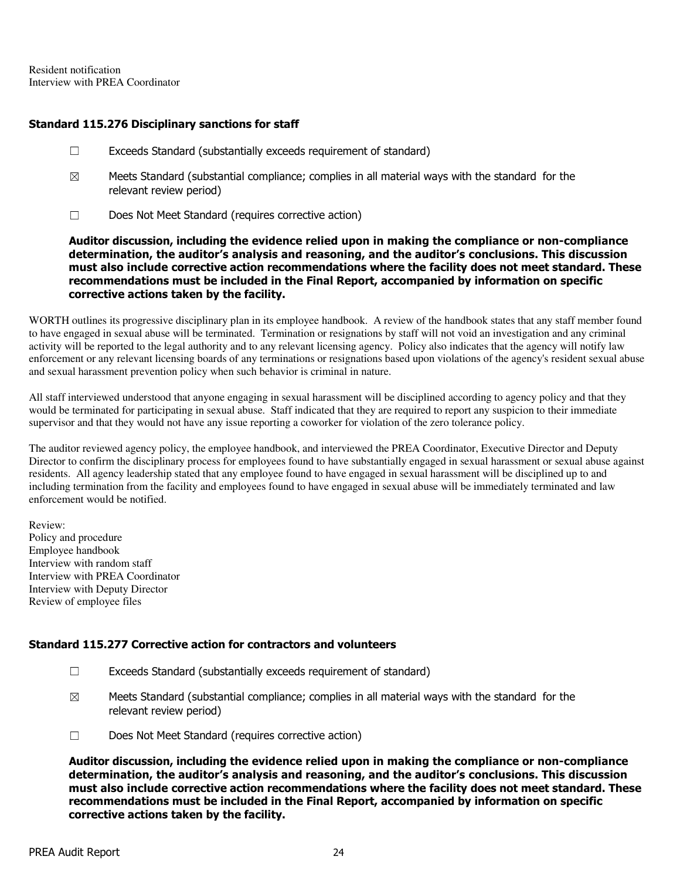Resident notification
Interview with PREA Coordinator

### Standard 115.276 Disciplinary sanctions for staff

☐ Exceeds Standard (substantially exceeds requirement of standard)

☒ Meets Standard (substantial compliance; complies in all material ways with the standard for the relevant review period)

☐ Does Not Meet Standard (requires corrective action)

**Auditor discussion, including the evidence relied upon in making the compliance or non-compliance determination, the auditor's analysis and reasoning, and the auditor's conclusions. This discussion must also include corrective action recommendations where the facility does not meet standard. These recommendations must be included in the Final Report, accompanied by information on specific corrective actions taken by the facility.**

WORTH outlines its progressive disciplinary plan in its employee handbook. A review of the handbook states that any staff member found to have engaged in sexual abuse will be terminated. Termination or resignations by staff will not void an investigation and any criminal activity will be reported to the legal authority and to any relevant licensing agency. Policy also indicates that the agency will notify law enforcement or any relevant licensing boards of any terminations or resignations based upon violations of the agency's resident sexual abuse and sexual harassment prevention policy when such behavior is criminal in nature.

All staff interviewed understood that anyone engaging in sexual harassment will be disciplined according to agency policy and that they would be terminated for participating in sexual abuse. Staff indicated that they are required to report any suspicion to their immediate supervisor and that they would not have any issue reporting a coworker for violation of the zero tolerance policy.

The auditor reviewed agency policy, the employee handbook, and interviewed the PREA Coordinator, Executive Director and Deputy Director to confirm the disciplinary process for employees found to have substantially engaged in sexual harassment or sexual abuse against residents. All agency leadership stated that any employee found to have engaged in sexual harassment will be disciplined up to and including termination from the facility and employees found to have engaged in sexual abuse will be immediately terminated and law enforcement would be notified.

Review:
Policy and procedure
Employee handbook
Interview with random staff
Interview with PREA Coordinator
Interview with Deputy Director
Review of employee files

### Standard 115.277 Corrective action for contractors and volunteers

☐ Exceeds Standard (substantially exceeds requirement of standard)

☒ Meets Standard (substantial compliance; complies in all material ways with the standard for the relevant review period)

☐ Does Not Meet Standard (requires corrective action)

**Auditor discussion, including the evidence relied upon in making the compliance or non-compliance determination, the auditor's analysis and reasoning, and the auditor's conclusions. This discussion must also include corrective action recommendations where the facility does not meet standard. These recommendations must be included in the Final Report, accompanied by information on specific corrective actions taken by the facility.**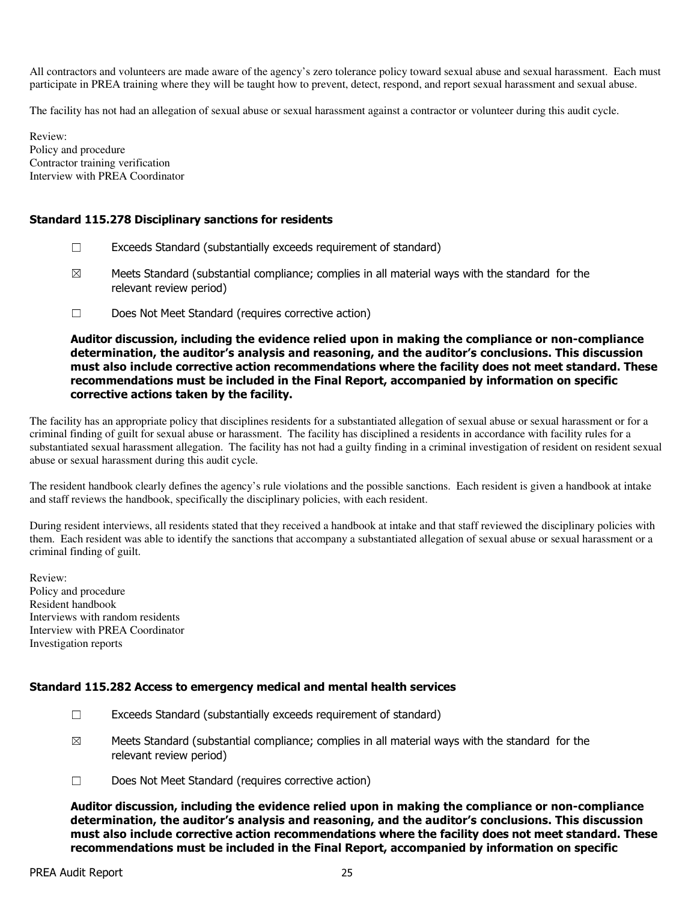All contractors and volunteers are made aware of the agency's zero tolerance policy toward sexual abuse and sexual harassment. Each must participate in PREA training where they will be taught how to prevent, detect, respond, and report sexual harassment and sexual abuse.

The facility has not had an allegation of sexual abuse or sexual harassment against a contractor or volunteer during this audit cycle.

Review:
Policy and procedure
Contractor training verification
Interview with PREA Coordinator

### Standard 115.278 Disciplinary sanctions for residents

☐ Exceeds Standard (substantially exceeds requirement of standard)

☒ Meets Standard (substantial compliance; complies in all material ways with the standard for the relevant review period)

☐ Does Not Meet Standard (requires corrective action)

**Auditor discussion, including the evidence relied upon in making the compliance or non-compliance determination, the auditor's analysis and reasoning, and the auditor's conclusions. This discussion must also include corrective action recommendations where the facility does not meet standard. These recommendations must be included in the Final Report, accompanied by information on specific corrective actions taken by the facility.**

The facility has an appropriate policy that disciplines residents for a substantiated allegation of sexual abuse or sexual harassment or for a criminal finding of guilt for sexual abuse or harassment. The facility has disciplined a residents in accordance with facility rules for a substantiated sexual harassment allegation. The facility has not had a guilty finding in a criminal investigation of resident on resident sexual abuse or sexual harassment during this audit cycle.

The resident handbook clearly defines the agency's rule violations and the possible sanctions. Each resident is given a handbook at intake and staff reviews the handbook, specifically the disciplinary policies, with each resident.

During resident interviews, all residents stated that they received a handbook at intake and that staff reviewed the disciplinary policies with them. Each resident was able to identify the sanctions that accompany a substantiated allegation of sexual abuse or sexual harassment or a criminal finding of guilt.

Review:
Policy and procedure
Resident handbook
Interviews with random residents
Interview with PREA Coordinator
Investigation reports

### Standard 115.282 Access to emergency medical and mental health services

☐ Exceeds Standard (substantially exceeds requirement of standard)

☒ Meets Standard (substantial compliance; complies in all material ways with the standard for the relevant review period)

☐ Does Not Meet Standard (requires corrective action)

**Auditor discussion, including the evidence relied upon in making the compliance or non-compliance determination, the auditor's analysis and reasoning, and the auditor's conclusions. This discussion must also include corrective action recommendations where the facility does not meet standard. These recommendations must be included in the Final Report, accompanied by information on specific**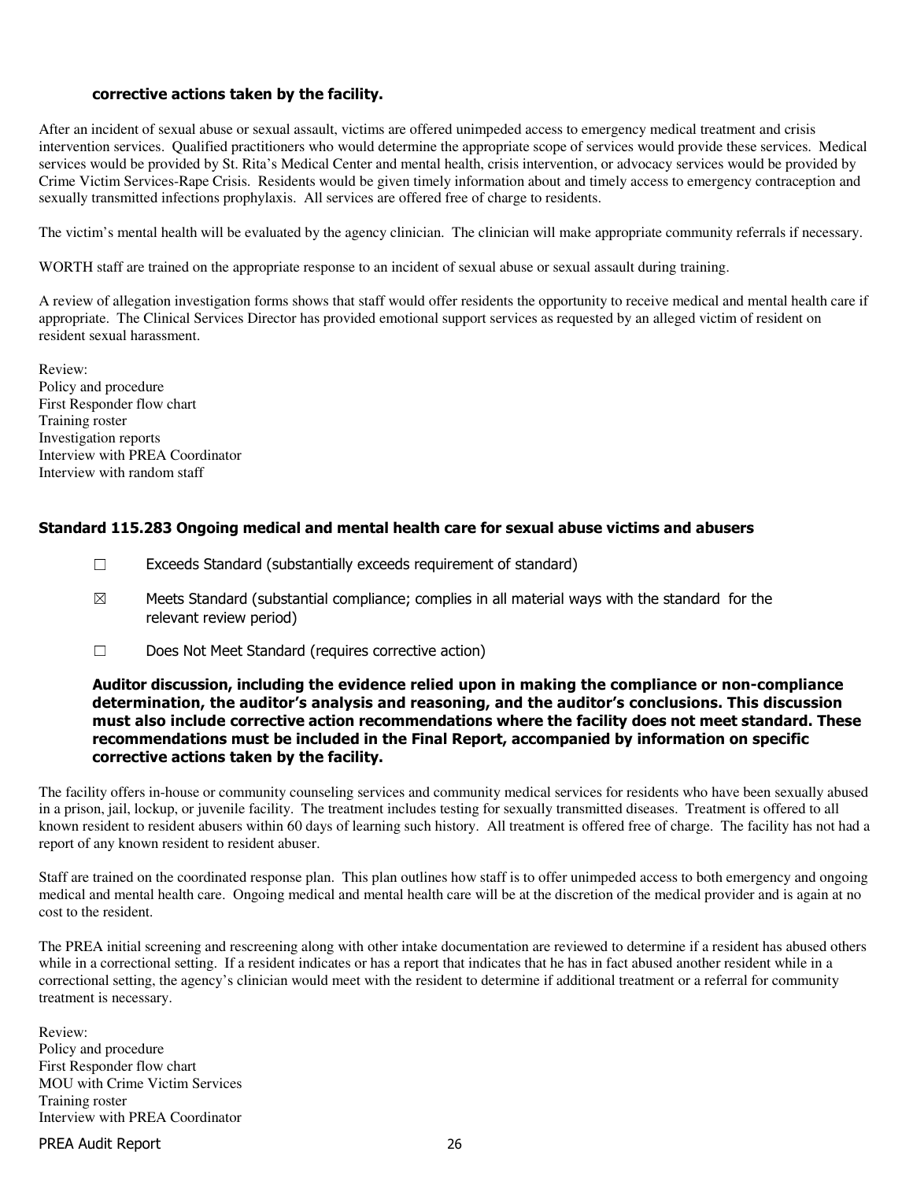**corrective actions taken by the facility.**

After an incident of sexual abuse or sexual assault, victims are offered unimpeded access to emergency medical treatment and crisis intervention services. Qualified practitioners who would determine the appropriate scope of services would provide these services. Medical services would be provided by St. Rita's Medical Center and mental health, crisis intervention, or advocacy services would be provided by Crime Victim Services-Rape Crisis. Residents would be given timely information about and timely access to emergency contraception and sexually transmitted infections prophylaxis. All services are offered free of charge to residents.

The victim's mental health will be evaluated by the agency clinician. The clinician will make appropriate community referrals if necessary.

WORTH staff are trained on the appropriate response to an incident of sexual abuse or sexual assault during training.

A review of allegation investigation forms shows that staff would offer residents the opportunity to receive medical and mental health care if appropriate. The Clinical Services Director has provided emotional support services as requested by an alleged victim of resident on resident sexual harassment.

Review:
Policy and procedure
First Responder flow chart
Training roster
Investigation reports
Interview with PREA Coordinator
Interview with random staff

### Standard 115.283 Ongoing medical and mental health care for sexual abuse victims and abusers

☐ Exceeds Standard (substantially exceeds requirement of standard)

☒ Meets Standard (substantial compliance; complies in all material ways with the standard for the relevant review period)

☐ Does Not Meet Standard (requires corrective action)

**Auditor discussion, including the evidence relied upon in making the compliance or non-compliance determination, the auditor's analysis and reasoning, and the auditor's conclusions. This discussion must also include corrective action recommendations where the facility does not meet standard. These recommendations must be included in the Final Report, accompanied by information on specific corrective actions taken by the facility.**

The facility offers in-house or community counseling services and community medical services for residents who have been sexually abused in a prison, jail, lockup, or juvenile facility. The treatment includes testing for sexually transmitted diseases. Treatment is offered to all known resident to resident abusers within 60 days of learning such history. All treatment is offered free of charge. The facility has not had a report of any known resident to resident abuser.

Staff are trained on the coordinated response plan. This plan outlines how staff is to offer unimpeded access to both emergency and ongoing medical and mental health care. Ongoing medical and mental health care will be at the discretion of the medical provider and is again at no cost to the resident.

The PREA initial screening and rescreening along with other intake documentation are reviewed to determine if a resident has abused others while in a correctional setting. If a resident indicates or has a report that indicates that he has in fact abused another resident while in a correctional setting, the agency's clinician would meet with the resident to determine if additional treatment or a referral for community treatment is necessary.

Review:
Policy and procedure
First Responder flow chart
MOU with Crime Victim Services
Training roster
Interview with PREA Coordinator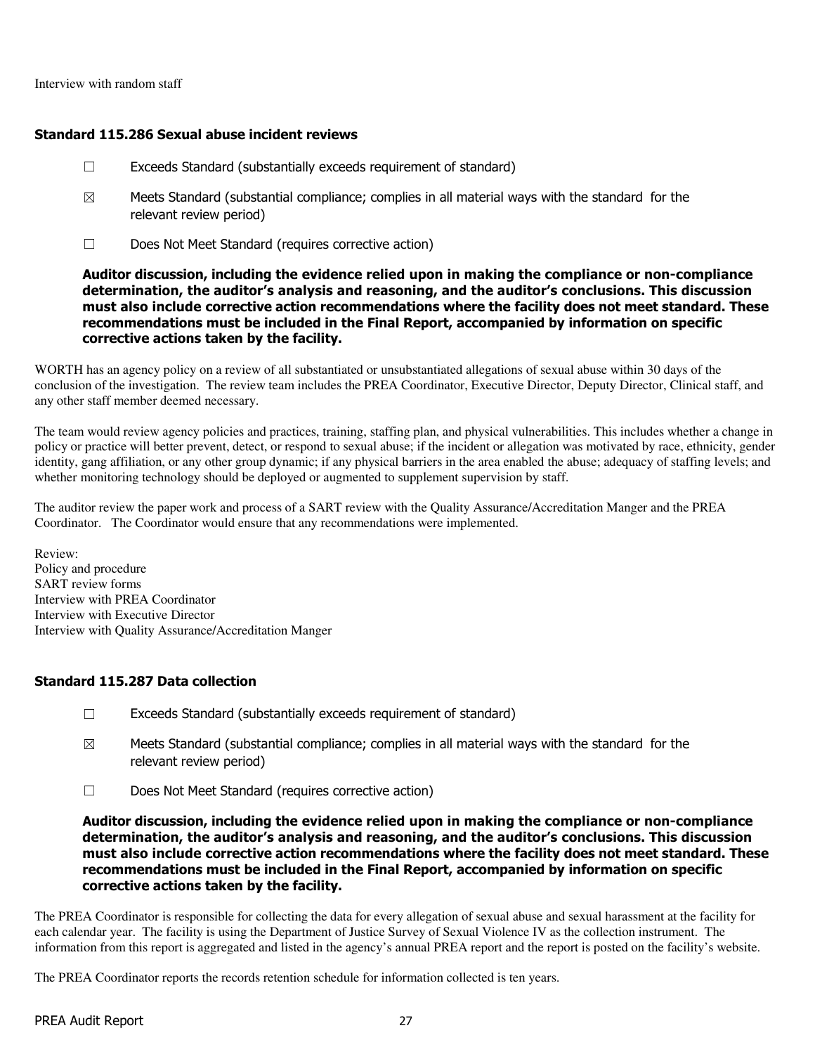Interview with random staff

### Standard 115.286 Sexual abuse incident reviews

☐ Exceeds Standard (substantially exceeds requirement of standard)

☒ Meets Standard (substantial compliance; complies in all material ways with the standard for the relevant review period)

☐ Does Not Meet Standard (requires corrective action)

**Auditor discussion, including the evidence relied upon in making the compliance or non-compliance determination, the auditor's analysis and reasoning, and the auditor's conclusions. This discussion must also include corrective action recommendations where the facility does not meet standard. These recommendations must be included in the Final Report, accompanied by information on specific corrective actions taken by the facility.**

WORTH has an agency policy on a review of all substantiated or unsubstantiated allegations of sexual abuse within 30 days of the conclusion of the investigation. The review team includes the PREA Coordinator, Executive Director, Deputy Director, Clinical staff, and any other staff member deemed necessary.

The team would review agency policies and practices, training, staffing plan, and physical vulnerabilities. This includes whether a change in policy or practice will better prevent, detect, or respond to sexual abuse; if the incident or allegation was motivated by race, ethnicity, gender identity, gang affiliation, or any other group dynamic; if any physical barriers in the area enabled the abuse; adequacy of staffing levels; and whether monitoring technology should be deployed or augmented to supplement supervision by staff.

The auditor review the paper work and process of a SART review with the Quality Assurance/Accreditation Manger and the PREA Coordinator. The Coordinator would ensure that any recommendations were implemented.

Review:
Policy and procedure
SART review forms
Interview with PREA Coordinator
Interview with Executive Director
Interview with Quality Assurance/Accreditation Manger

### Standard 115.287 Data collection

☐ Exceeds Standard (substantially exceeds requirement of standard)

☒ Meets Standard (substantial compliance; complies in all material ways with the standard for the relevant review period)

☐ Does Not Meet Standard (requires corrective action)

**Auditor discussion, including the evidence relied upon in making the compliance or non-compliance determination, the auditor's analysis and reasoning, and the auditor's conclusions. This discussion must also include corrective action recommendations where the facility does not meet standard. These recommendations must be included in the Final Report, accompanied by information on specific corrective actions taken by the facility.**

The PREA Coordinator is responsible for collecting the data for every allegation of sexual abuse and sexual harassment at the facility for each calendar year. The facility is using the Department of Justice Survey of Sexual Violence IV as the collection instrument. The information from this report is aggregated and listed in the agency's annual PREA report and the report is posted on the facility's website.

The PREA Coordinator reports the records retention schedule for information collected is ten years.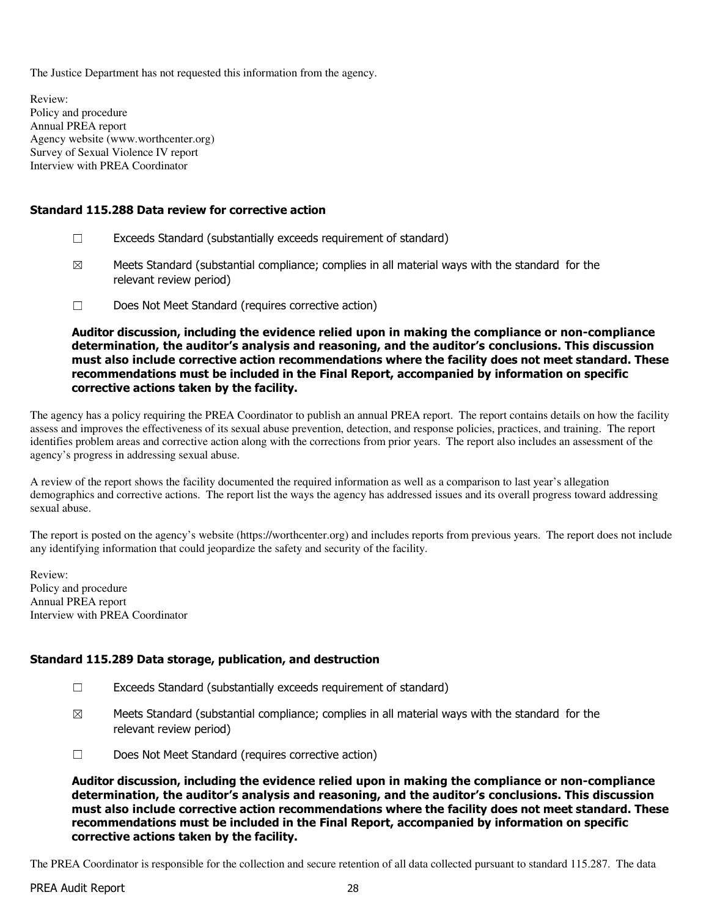The Justice Department has not requested this information from the agency.

Review:
Policy and procedure
Annual PREA report
Agency website (www.worthcenter.org)
Survey of Sexual Violence IV report
Interview with PREA Coordinator

### Standard 115.288 Data review for corrective action

☐ Exceeds Standard (substantially exceeds requirement of standard)

☒ Meets Standard (substantial compliance; complies in all material ways with the standard for the relevant review period)

☐ Does Not Meet Standard (requires corrective action)

**Auditor discussion, including the evidence relied upon in making the compliance or non-compliance determination, the auditor's analysis and reasoning, and the auditor's conclusions. This discussion must also include corrective action recommendations where the facility does not meet standard. These recommendations must be included in the Final Report, accompanied by information on specific corrective actions taken by the facility.**

The agency has a policy requiring the PREA Coordinator to publish an annual PREA report. The report contains details on how the facility assess and improves the effectiveness of its sexual abuse prevention, detection, and response policies, practices, and training. The report identifies problem areas and corrective action along with the corrections from prior years. The report also includes an assessment of the agency's progress in addressing sexual abuse.

A review of the report shows the facility documented the required information as well as a comparison to last year's allegation demographics and corrective actions. The report list the ways the agency has addressed issues and its overall progress toward addressing sexual abuse.

The report is posted on the agency's website (https://worthcenter.org) and includes reports from previous years. The report does not include any identifying information that could jeopardize the safety and security of the facility.

Review:
Policy and procedure
Annual PREA report
Interview with PREA Coordinator

### Standard 115.289 Data storage, publication, and destruction

☐ Exceeds Standard (substantially exceeds requirement of standard)

☒ Meets Standard (substantial compliance; complies in all material ways with the standard for the relevant review period)

☐ Does Not Meet Standard (requires corrective action)

**Auditor discussion, including the evidence relied upon in making the compliance or non-compliance determination, the auditor's analysis and reasoning, and the auditor's conclusions. This discussion must also include corrective action recommendations where the facility does not meet standard. These recommendations must be included in the Final Report, accompanied by information on specific corrective actions taken by the facility.**

The PREA Coordinator is responsible for the collection and secure retention of all data collected pursuant to standard 115.287. The data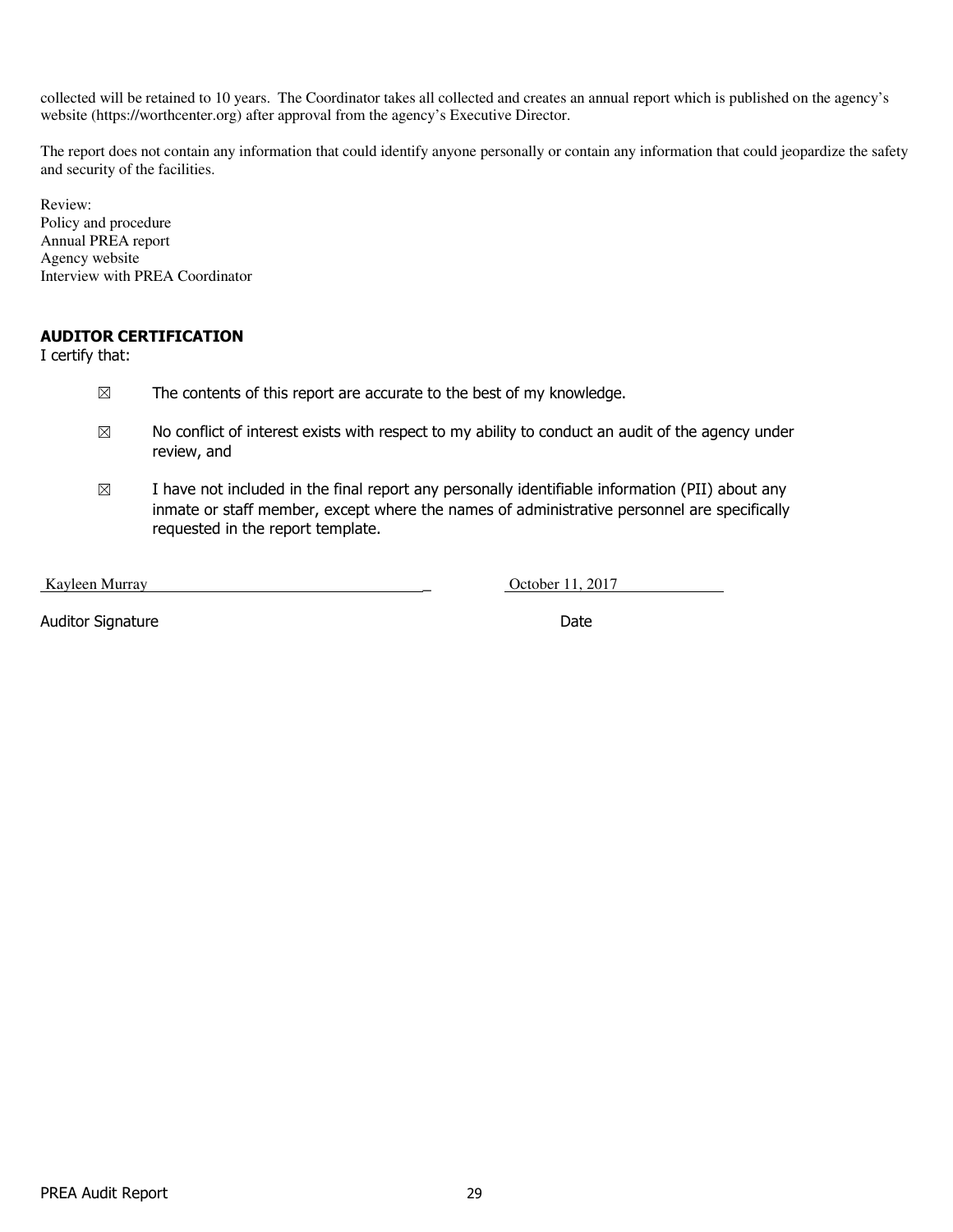collected will be retained to 10 years. The Coordinator takes all collected and creates an annual report which is published on the agency's website (https://worthcenter.org) after approval from the agency's Executive Director.

The report does not contain any information that could identify anyone personally or contain any information that could jeopardize the safety and security of the facilities.

Review:
Policy and procedure
Annual PREA report
Agency website
Interview with PREA Coordinator

**AUDITOR CERTIFICATION**

I certify that:

- ☒ The contents of this report are accurate to the best of my knowledge.
- ☒ No conflict of interest exists with respect to my ability to conduct an audit of the agency under review, and
- ☒ I have not included in the final report any personally identifiable information (PII) about any inmate or staff member, except where the names of administrative personnel are specifically requested in the report template.

Kayleen Murray _ October 11, 2017

Auditor Signature Date